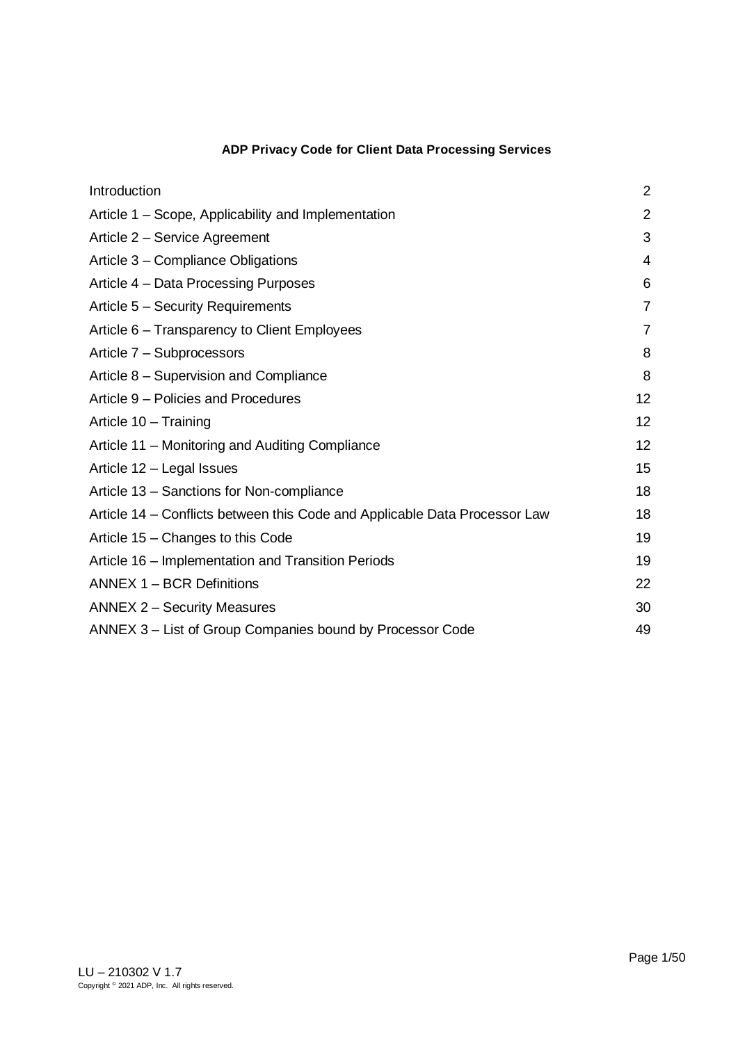# ADP Privacy Code for Client Data Processing Services

| | |
|---|---|
| Introduction | 2 |
| Article 1 – Scope, Applicability and Implementation | 2 |
| Article 2 – Service Agreement | 3 |
| Article 3 – Compliance Obligations | 4 |
| Article 4 – Data Processing Purposes | 6 |
| Article 5 – Security Requirements | 7 |
| Article 6 – Transparency to Client Employees | 7 |
| Article 7 – Subprocessors | 8 |
| Article 8 – Supervision and Compliance | 8 |
| Article 9 – Policies and Procedures | 12 |
| Article 10 – Training | 12 |
| Article 11 – Monitoring and Auditing Compliance | 12 |
| Article 12 – Legal Issues | 15 |
| Article 13 – Sanctions for Non-compliance | 18 |
| Article 14 – Conflicts between this Code and Applicable Data Processor Law | 18 |
| Article 15 – Changes to this Code | 19 |
| Article 16 – Implementation and Transition Periods | 19 |
| ANNEX 1 – BCR Definitions | 22 |
| ANNEX 2 – Security Measures | 30 |
| ANNEX 3 – List of Group Companies bound by Processor Code | 49 |

LU – 210302 V 1.7
Copyright © 2021 ADP, Inc. All rights reserved.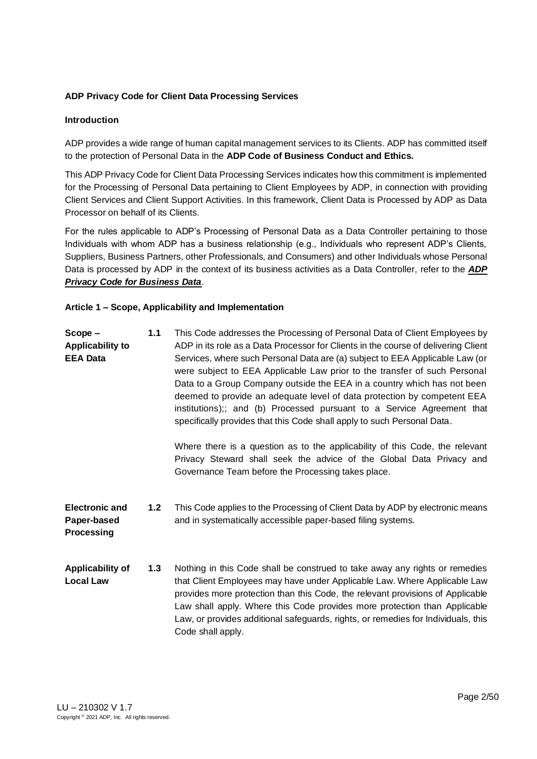**ADP Privacy Code for Client Data Processing Services**

**Introduction**

ADP provides a wide range of human capital management services to its Clients. ADP has committed itself to the protection of Personal Data in the **ADP Code of Business Conduct and Ethics.**

This ADP Privacy Code for Client Data Processing Services indicates how this commitment is implemented for the Processing of Personal Data pertaining to Client Employees by ADP, in connection with providing Client Services and Client Support Activities. In this framework, Client Data is Processed by ADP as Data Processor on behalf of its Clients.

For the rules applicable to ADP's Processing of Personal Data as a Data Controller pertaining to those Individuals with whom ADP has a business relationship (e.g., Individuals who represent ADP's Clients, Suppliers, Business Partners, other Professionals, and Consumers) and other Individuals whose Personal Data is processed by ADP in the context of its business activities as a Data Controller, refer to the ***ADP Privacy Code for Business Data***.

**Article 1 – Scope, Applicability and Implementation**

**Scope – Applicability to EEA Data**

**1.1** This Code addresses the Processing of Personal Data of Client Employees by ADP in its role as a Data Processor for Clients in the course of delivering Client Services, where such Personal Data are (a) subject to EEA Applicable Law (or were subject to EEA Applicable Law prior to the transfer of such Personal Data to a Group Company outside the EEA in a country which has not been deemed to provide an adequate level of data protection by competent EEA institutions);; and (b) Processed pursuant to a Service Agreement that specifically provides that this Code shall apply to such Personal Data.

Where there is a question as to the applicability of this Code, the relevant Privacy Steward shall seek the advice of the Global Data Privacy and Governance Team before the Processing takes place.

**Electronic and Paper-based Processing**

**1.2** This Code applies to the Processing of Client Data by ADP by electronic means and in systematically accessible paper-based filing systems.

**Applicability of Local Law**

**1.3** Nothing in this Code shall be construed to take away any rights or remedies that Client Employees may have under Applicable Law. Where Applicable Law provides more protection than this Code, the relevant provisions of Applicable Law shall apply. Where this Code provides more protection than Applicable Law, or provides additional safeguards, rights, or remedies for Individuals, this Code shall apply.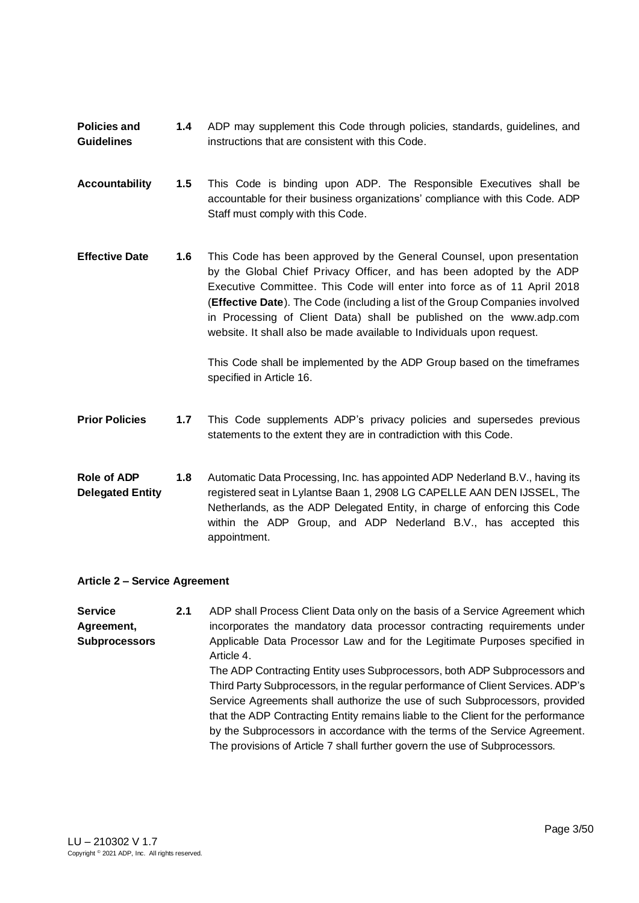**Policies and Guidelines** **1.4** ADP may supplement this Code through policies, standards, guidelines, and instructions that are consistent with this Code.

**Accountability** **1.5** This Code is binding upon ADP. The Responsible Executives shall be accountable for their business organizations' compliance with this Code. ADP Staff must comply with this Code.

**Effective Date** **1.6** This Code has been approved by the General Counsel, upon presentation by the Global Chief Privacy Officer, and has been adopted by the ADP Executive Committee. This Code will enter into force as of 11 April 2018 (**Effective Date**). The Code (including a list of the Group Companies involved in Processing of Client Data) shall be published on the www.adp.com website. It shall also be made available to Individuals upon request.

This Code shall be implemented by the ADP Group based on the timeframes specified in Article 16.

**Prior Policies** **1.7** This Code supplements ADP's privacy policies and supersedes previous statements to the extent they are in contradiction with this Code.

**Role of ADP Delegated Entity** **1.8** Automatic Data Processing, Inc. has appointed ADP Nederland B.V., having its registered seat in Lylantse Baan 1, 2908 LG CAPELLE AAN DEN IJSSEL, The Netherlands, as the ADP Delegated Entity, in charge of enforcing this Code within the ADP Group, and ADP Nederland B.V., has accepted this appointment.

## Article 2 – Service Agreement

**Service Agreement, Subprocessors** **2.1** ADP shall Process Client Data only on the basis of a Service Agreement which incorporates the mandatory data processor contracting requirements under Applicable Data Processor Law and for the Legitimate Purposes specified in Article 4.

The ADP Contracting Entity uses Subprocessors, both ADP Subprocessors and Third Party Subprocessors, in the regular performance of Client Services. ADP's Service Agreements shall authorize the use of such Subprocessors, provided that the ADP Contracting Entity remains liable to the Client for the performance by the Subprocessors in accordance with the terms of the Service Agreement. The provisions of Article 7 shall further govern the use of Subprocessors.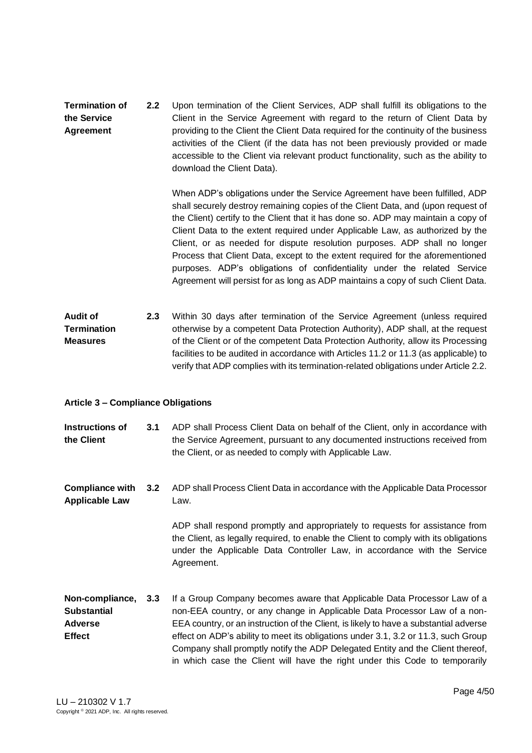**Termination of the Service Agreement**

**2.2** Upon termination of the Client Services, ADP shall fulfill its obligations to the Client in the Service Agreement with regard to the return of Client Data by providing to the Client the Client Data required for the continuity of the business activities of the Client (if the data has not been previously provided or made accessible to the Client via relevant product functionality, such as the ability to download the Client Data).

When ADP's obligations under the Service Agreement have been fulfilled, ADP shall securely destroy remaining copies of the Client Data, and (upon request of the Client) certify to the Client that it has done so. ADP may maintain a copy of Client Data to the extent required under Applicable Law, as authorized by the Client, or as needed for dispute resolution purposes. ADP shall no longer Process that Client Data, except to the extent required for the aforementioned purposes. ADP's obligations of confidentiality under the related Service Agreement will persist for as long as ADP maintains a copy of such Client Data.

**Audit of Termination Measures**

**2.3** Within 30 days after termination of the Service Agreement (unless required otherwise by a competent Data Protection Authority), ADP shall, at the request of the Client or of the competent Data Protection Authority, allow its Processing facilities to be audited in accordance with Articles 11.2 or 11.3 (as applicable) to verify that ADP complies with its termination-related obligations under Article 2.2.

**Article 3 – Compliance Obligations**

**Instructions of the Client**

**3.1** ADP shall Process Client Data on behalf of the Client, only in accordance with the Service Agreement, pursuant to any documented instructions received from the Client, or as needed to comply with Applicable Law.

**Compliance with Applicable Law**

**3.2** ADP shall Process Client Data in accordance with the Applicable Data Processor Law.

ADP shall respond promptly and appropriately to requests for assistance from the Client, as legally required, to enable the Client to comply with its obligations under the Applicable Data Controller Law, in accordance with the Service Agreement.

**Non-compliance, Substantial Adverse Effect**

**3.3** If a Group Company becomes aware that Applicable Data Processor Law of a non-EEA country, or any change in Applicable Data Processor Law of a non-EEA country, or an instruction of the Client, is likely to have a substantial adverse effect on ADP's ability to meet its obligations under 3.1, 3.2 or 11.3, such Group Company shall promptly notify the ADP Delegated Entity and the Client thereof, in which case the Client will have the right under this Code to temporarily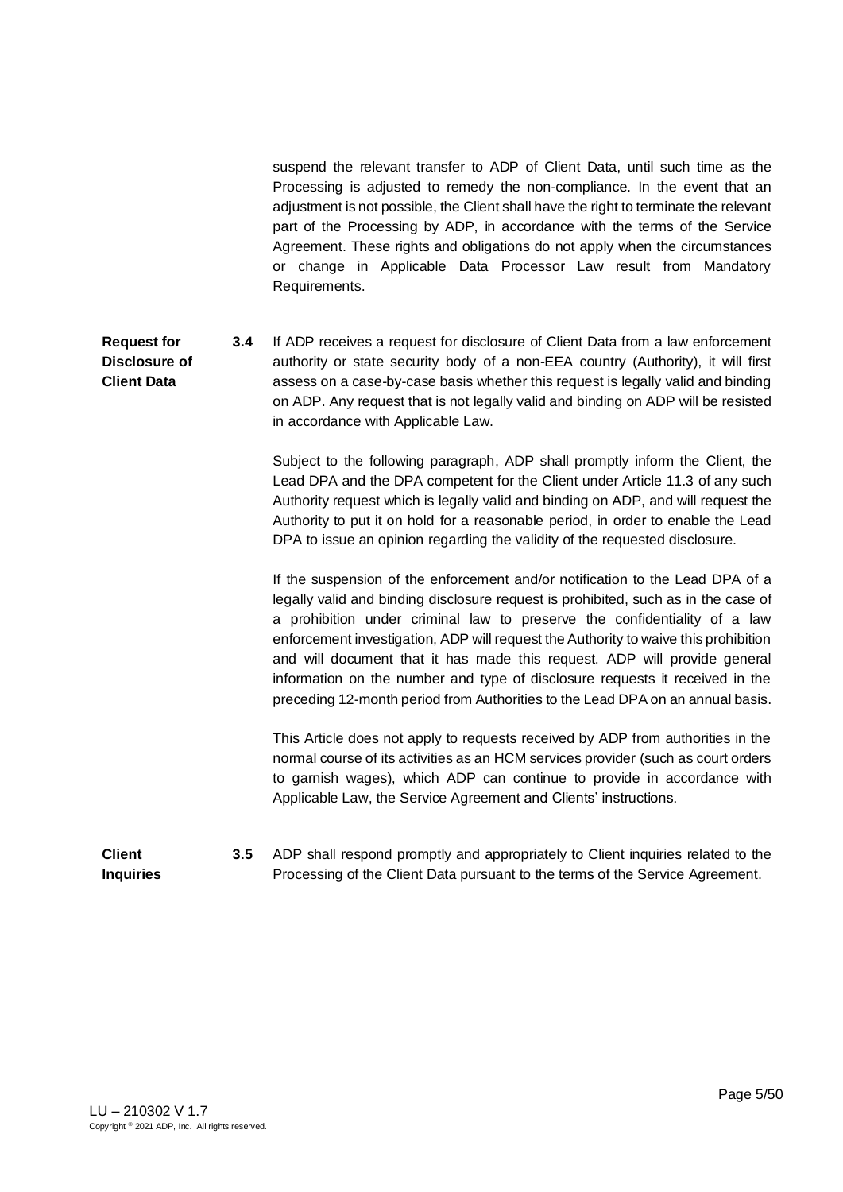suspend the relevant transfer to ADP of Client Data, until such time as the Processing is adjusted to remedy the non-compliance. In the event that an adjustment is not possible, the Client shall have the right to terminate the relevant part of the Processing by ADP, in accordance with the terms of the Service Agreement. These rights and obligations do not apply when the circumstances or change in Applicable Data Processor Law result from Mandatory Requirements.

**Request for Disclosure of Client Data**

**3.4** If ADP receives a request for disclosure of Client Data from a law enforcement authority or state security body of a non-EEA country (Authority), it will first assess on a case-by-case basis whether this request is legally valid and binding on ADP. Any request that is not legally valid and binding on ADP will be resisted in accordance with Applicable Law.

Subject to the following paragraph, ADP shall promptly inform the Client, the Lead DPA and the DPA competent for the Client under Article 11.3 of any such Authority request which is legally valid and binding on ADP, and will request the Authority to put it on hold for a reasonable period, in order to enable the Lead DPA to issue an opinion regarding the validity of the requested disclosure.

If the suspension of the enforcement and/or notification to the Lead DPA of a legally valid and binding disclosure request is prohibited, such as in the case of a prohibition under criminal law to preserve the confidentiality of a law enforcement investigation, ADP will request the Authority to waive this prohibition and will document that it has made this request. ADP will provide general information on the number and type of disclosure requests it received in the preceding 12-month period from Authorities to the Lead DPA on an annual basis.

This Article does not apply to requests received by ADP from authorities in the normal course of its activities as an HCM services provider (such as court orders to garnish wages), which ADP can continue to provide in accordance with Applicable Law, the Service Agreement and Clients' instructions.

**Client Inquiries**

**3.5** ADP shall respond promptly and appropriately to Client inquiries related to the Processing of the Client Data pursuant to the terms of the Service Agreement.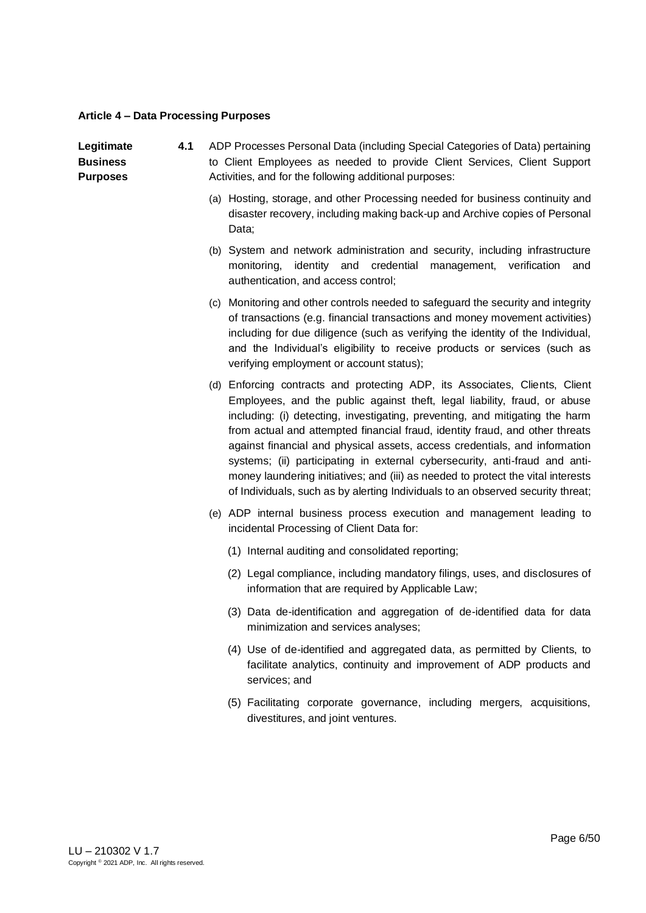**Article 4 – Data Processing Purposes**

**Legitimate Business Purposes**

**4.1** ADP Processes Personal Data (including Special Categories of Data) pertaining to Client Employees as needed to provide Client Services, Client Support Activities, and for the following additional purposes:

(a) Hosting, storage, and other Processing needed for business continuity and disaster recovery, including making back-up and Archive copies of Personal Data;

(b) System and network administration and security, including infrastructure monitoring, identity and credential management, verification and authentication, and access control;

(c) Monitoring and other controls needed to safeguard the security and integrity of transactions (e.g. financial transactions and money movement activities) including for due diligence (such as verifying the identity of the Individual, and the Individual's eligibility to receive products or services (such as verifying employment or account status);

(d) Enforcing contracts and protecting ADP, its Associates, Clients, Client Employees, and the public against theft, legal liability, fraud, or abuse including: (i) detecting, investigating, preventing, and mitigating the harm from actual and attempted financial fraud, identity fraud, and other threats against financial and physical assets, access credentials, and information systems; (ii) participating in external cybersecurity, anti-fraud and anti-money laundering initiatives; and (iii) as needed to protect the vital interests of Individuals, such as by alerting Individuals to an observed security threat;

(e) ADP internal business process execution and management leading to incidental Processing of Client Data for:

  (1) Internal auditing and consolidated reporting;

  (2) Legal compliance, including mandatory filings, uses, and disclosures of information that are required by Applicable Law;

  (3) Data de-identification and aggregation of de-identified data for data minimization and services analyses;

  (4) Use of de-identified and aggregated data, as permitted by Clients, to facilitate analytics, continuity and improvement of ADP products and services; and

  (5) Facilitating corporate governance, including mergers, acquisitions, divestitures, and joint ventures.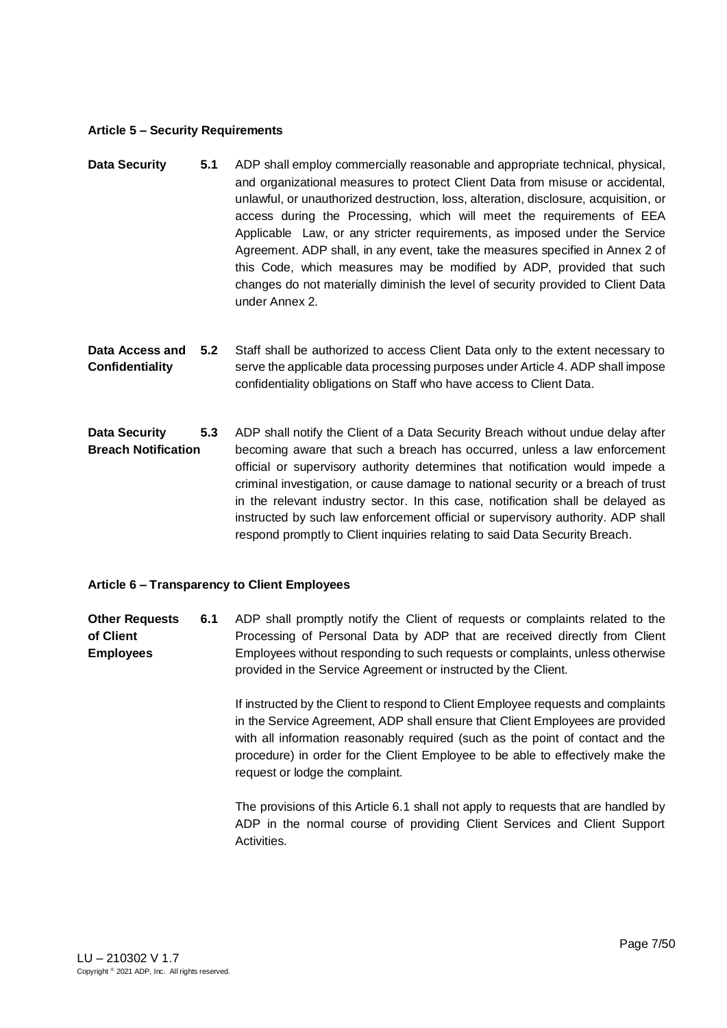### Article 5 – Security Requirements

**Data Security** **5.1** ADP shall employ commercially reasonable and appropriate technical, physical, and organizational measures to protect Client Data from misuse or accidental, unlawful, or unauthorized destruction, loss, alteration, disclosure, acquisition, or access during the Processing, which will meet the requirements of EEA Applicable Law, or any stricter requirements, as imposed under the Service Agreement. ADP shall, in any event, take the measures specified in Annex 2 of this Code, which measures may be modified by ADP, provided that such changes do not materially diminish the level of security provided to Client Data under Annex 2.

**Data Access and Confidentiality** **5.2** Staff shall be authorized to access Client Data only to the extent necessary to serve the applicable data processing purposes under Article 4. ADP shall impose confidentiality obligations on Staff who have access to Client Data.

**Data Security Breach Notification** **5.3** ADP shall notify the Client of a Data Security Breach without undue delay after becoming aware that such a breach has occurred, unless a law enforcement official or supervisory authority determines that notification would impede a criminal investigation, or cause damage to national security or a breach of trust in the relevant industry sector. In this case, notification shall be delayed as instructed by such law enforcement official or supervisory authority. ADP shall respond promptly to Client inquiries relating to said Data Security Breach.

### Article 6 – Transparency to Client Employees

**Other Requests of Client Employees** **6.1** ADP shall promptly notify the Client of requests or complaints related to the Processing of Personal Data by ADP that are received directly from Client Employees without responding to such requests or complaints, unless otherwise provided in the Service Agreement or instructed by the Client.

If instructed by the Client to respond to Client Employee requests and complaints in the Service Agreement, ADP shall ensure that Client Employees are provided with all information reasonably required (such as the point of contact and the procedure) in order for the Client Employee to be able to effectively make the request or lodge the complaint.

The provisions of this Article 6.1 shall not apply to requests that are handled by ADP in the normal course of providing Client Services and Client Support Activities.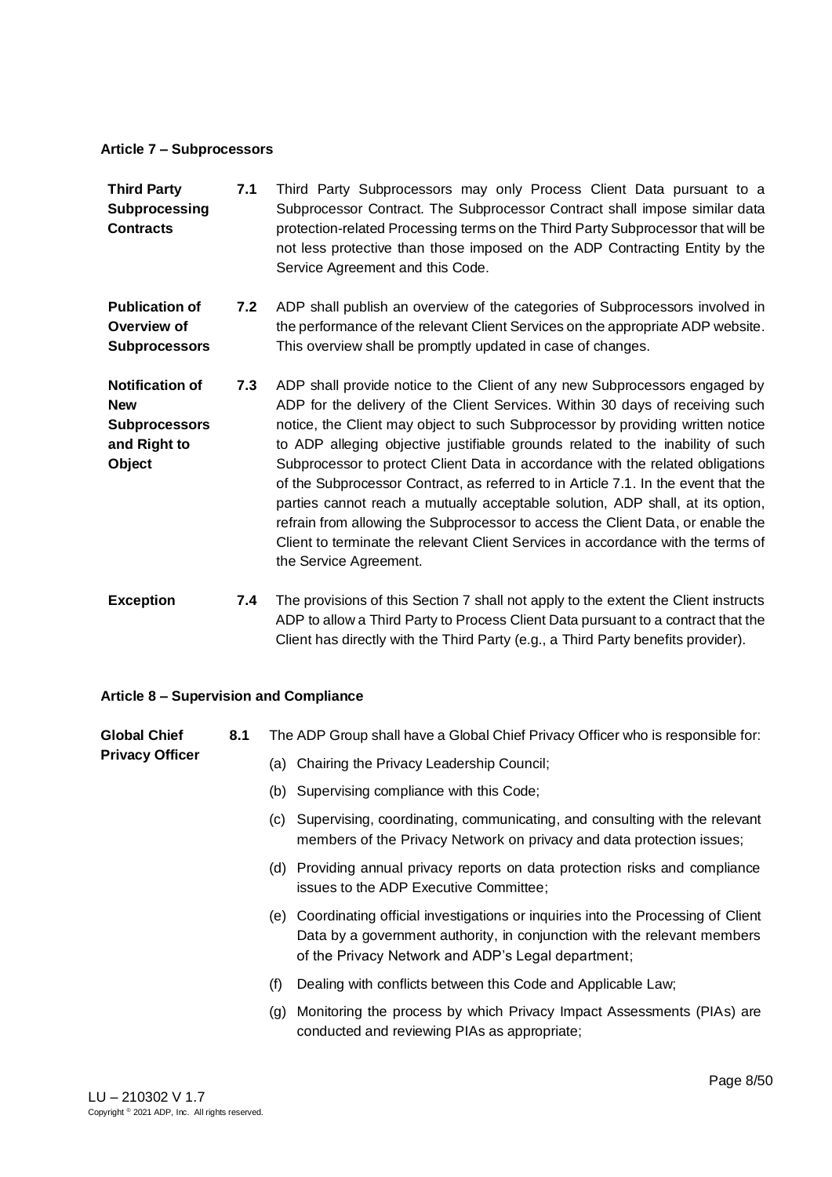## Article 7 – Subprocessors

**Third Party Subprocessing Contracts**

**7.1** Third Party Subprocessors may only Process Client Data pursuant to a Subprocessor Contract. The Subprocessor Contract shall impose similar data protection-related Processing terms on the Third Party Subprocessor that will be not less protective than those imposed on the ADP Contracting Entity by the Service Agreement and this Code.

**Publication of Overview of Subprocessors**

**7.2** ADP shall publish an overview of the categories of Subprocessors involved in the performance of the relevant Client Services on the appropriate ADP website. This overview shall be promptly updated in case of changes.

**Notification of New Subprocessors and Right to Object**

**7.3** ADP shall provide notice to the Client of any new Subprocessors engaged by ADP for the delivery of the Client Services. Within 30 days of receiving such notice, the Client may object to such Subprocessor by providing written notice to ADP alleging objective justifiable grounds related to the inability of such Subprocessor to protect Client Data in accordance with the related obligations of the Subprocessor Contract, as referred to in Article 7.1. In the event that the parties cannot reach a mutually acceptable solution, ADP shall, at its option, refrain from allowing the Subprocessor to access the Client Data, or enable the Client to terminate the relevant Client Services in accordance with the terms of the Service Agreement.

**Exception**

**7.4** The provisions of this Section 7 shall not apply to the extent the Client instructs ADP to allow a Third Party to Process Client Data pursuant to a contract that the Client has directly with the Third Party (e.g., a Third Party benefits provider).

## Article 8 – Supervision and Compliance

**Global Chief Privacy Officer**

**8.1** The ADP Group shall have a Global Chief Privacy Officer who is responsible for:

(a) Chairing the Privacy Leadership Council;

(b) Supervising compliance with this Code;

(c) Supervising, coordinating, communicating, and consulting with the relevant members of the Privacy Network on privacy and data protection issues;

(d) Providing annual privacy reports on data protection risks and compliance issues to the ADP Executive Committee;

(e) Coordinating official investigations or inquiries into the Processing of Client Data by a government authority, in conjunction with the relevant members of the Privacy Network and ADP's Legal department;

(f) Dealing with conflicts between this Code and Applicable Law;

(g) Monitoring the process by which Privacy Impact Assessments (PIAs) are conducted and reviewing PIAs as appropriate;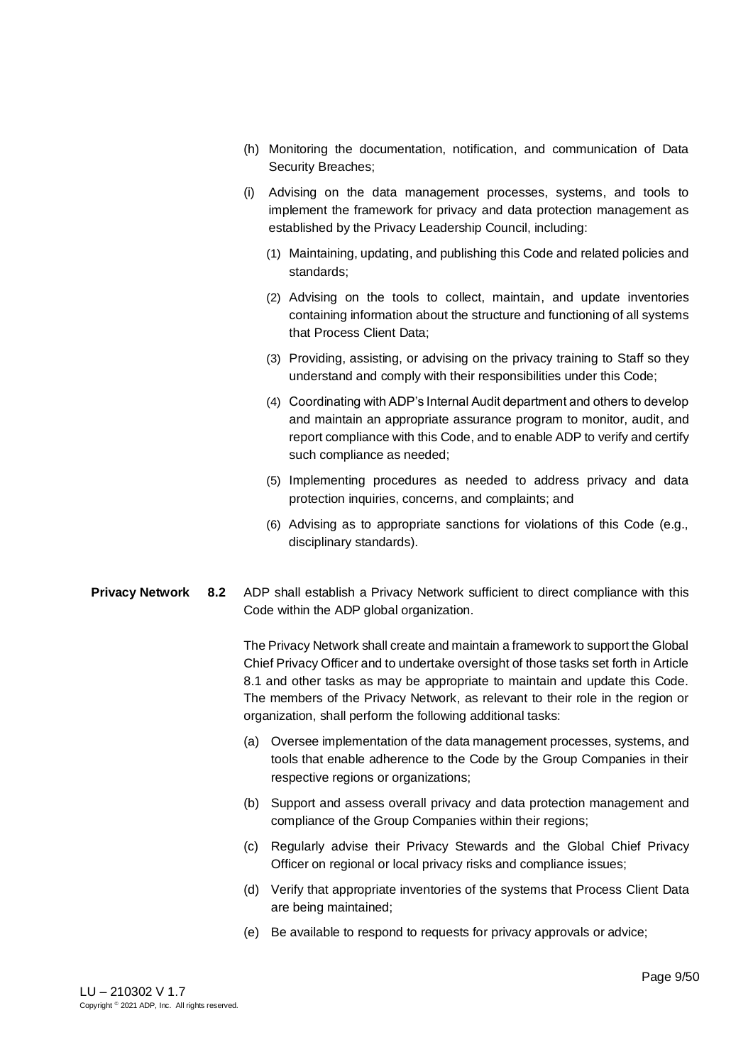(h) Monitoring the documentation, notification, and communication of Data Security Breaches;

(i) Advising on the data management processes, systems, and tools to implement the framework for privacy and data protection management as established by the Privacy Leadership Council, including:

   (1) Maintaining, updating, and publishing this Code and related policies and standards;

   (2) Advising on the tools to collect, maintain, and update inventories containing information about the structure and functioning of all systems that Process Client Data;

   (3) Providing, assisting, or advising on the privacy training to Staff so they understand and comply with their responsibilities under this Code;

   (4) Coordinating with ADP's Internal Audit department and others to develop and maintain an appropriate assurance program to monitor, audit, and report compliance with this Code, and to enable ADP to verify and certify such compliance as needed;

   (5) Implementing procedures as needed to address privacy and data protection inquiries, concerns, and complaints; and

   (6) Advising as to appropriate sanctions for violations of this Code (e.g., disciplinary standards).

**Privacy Network** **8.2** ADP shall establish a Privacy Network sufficient to direct compliance with this Code within the ADP global organization.

The Privacy Network shall create and maintain a framework to support the Global Chief Privacy Officer and to undertake oversight of those tasks set forth in Article 8.1 and other tasks as may be appropriate to maintain and update this Code. The members of the Privacy Network, as relevant to their role in the region or organization, shall perform the following additional tasks:

(a) Oversee implementation of the data management processes, systems, and tools that enable adherence to the Code by the Group Companies in their respective regions or organizations;

(b) Support and assess overall privacy and data protection management and compliance of the Group Companies within their regions;

(c) Regularly advise their Privacy Stewards and the Global Chief Privacy Officer on regional or local privacy risks and compliance issues;

(d) Verify that appropriate inventories of the systems that Process Client Data are being maintained;

(e) Be available to respond to requests for privacy approvals or advice;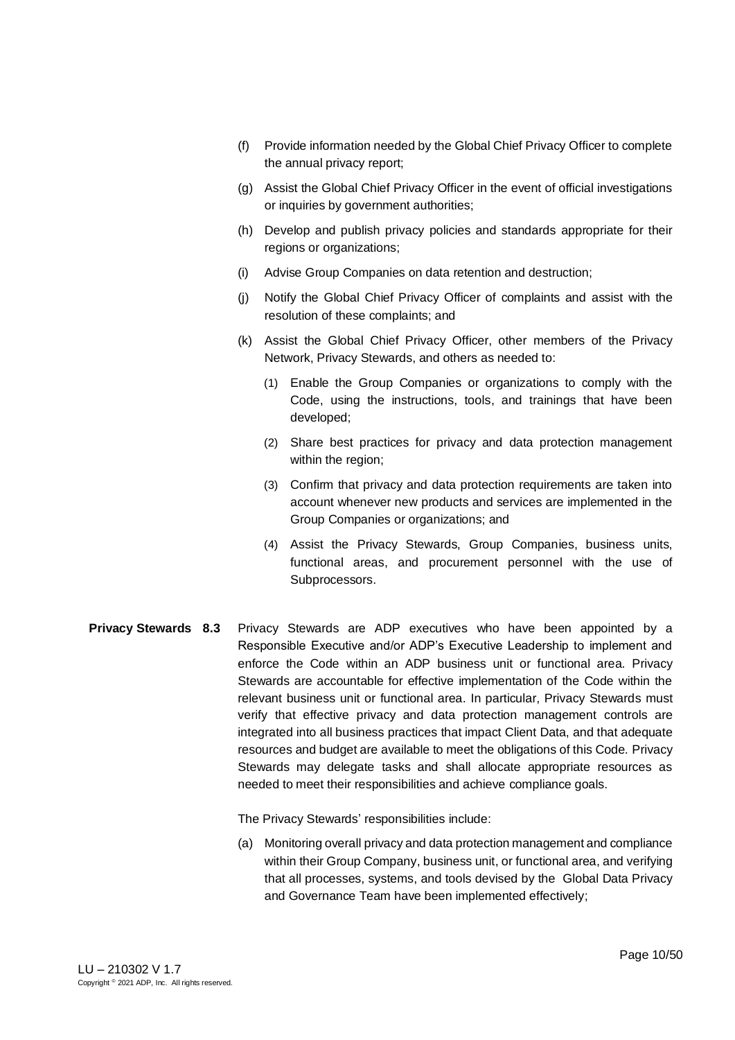(f) Provide information needed by the Global Chief Privacy Officer to complete the annual privacy report;

(g) Assist the Global Chief Privacy Officer in the event of official investigations or inquiries by government authorities;

(h) Develop and publish privacy policies and standards appropriate for their regions or organizations;

(i) Advise Group Companies on data retention and destruction;

(j) Notify the Global Chief Privacy Officer of complaints and assist with the resolution of these complaints; and

(k) Assist the Global Chief Privacy Officer, other members of the Privacy Network, Privacy Stewards, and others as needed to:

   (1) Enable the Group Companies or organizations to comply with the Code, using the instructions, tools, and trainings that have been developed;

   (2) Share best practices for privacy and data protection management within the region;

   (3) Confirm that privacy and data protection requirements are taken into account whenever new products and services are implemented in the Group Companies or organizations; and

   (4) Assist the Privacy Stewards, Group Companies, business units, functional areas, and procurement personnel with the use of Subprocessors.

**Privacy Stewards** **8.3** Privacy Stewards are ADP executives who have been appointed by a Responsible Executive and/or ADP's Executive Leadership to implement and enforce the Code within an ADP business unit or functional area. Privacy Stewards are accountable for effective implementation of the Code within the relevant business unit or functional area. In particular, Privacy Stewards must verify that effective privacy and data protection management controls are integrated into all business practices that impact Client Data, and that adequate resources and budget are available to meet the obligations of this Code. Privacy Stewards may delegate tasks and shall allocate appropriate resources as needed to meet their responsibilities and achieve compliance goals.

The Privacy Stewards' responsibilities include:

(a) Monitoring overall privacy and data protection management and compliance within their Group Company, business unit, or functional area, and verifying that all processes, systems, and tools devised by the Global Data Privacy and Governance Team have been implemented effectively;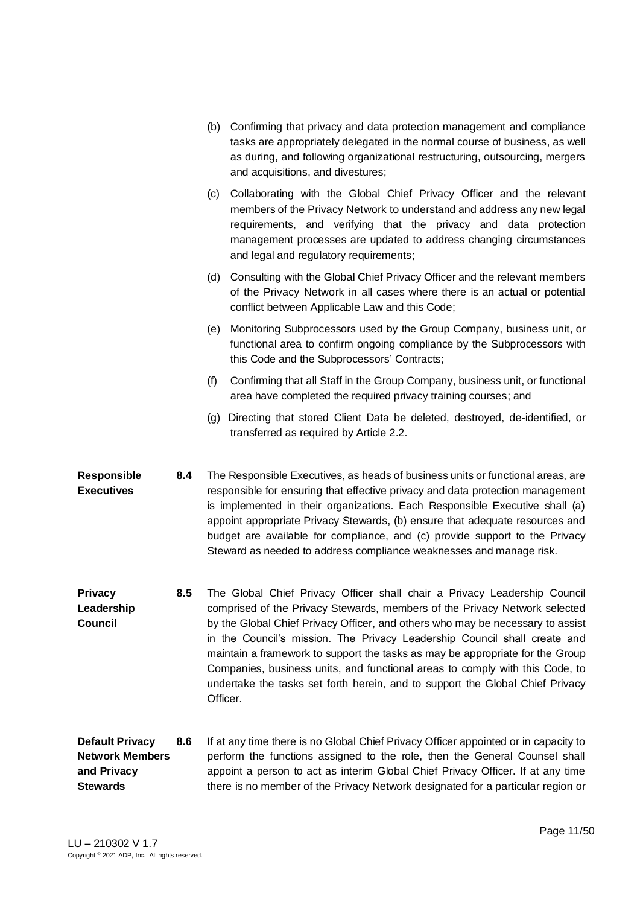(b) Confirming that privacy and data protection management and compliance tasks are appropriately delegated in the normal course of business, as well as during, and following organizational restructuring, outsourcing, mergers and acquisitions, and divestures;

(c) Collaborating with the Global Chief Privacy Officer and the relevant members of the Privacy Network to understand and address any new legal requirements, and verifying that the privacy and data protection management processes are updated to address changing circumstances and legal and regulatory requirements;

(d) Consulting with the Global Chief Privacy Officer and the relevant members of the Privacy Network in all cases where there is an actual or potential conflict between Applicable Law and this Code;

(e) Monitoring Subprocessors used by the Group Company, business unit, or functional area to confirm ongoing compliance by the Subprocessors with this Code and the Subprocessors' Contracts;

(f) Confirming that all Staff in the Group Company, business unit, or functional area have completed the required privacy training courses; and

(g) Directing that stored Client Data be deleted, destroyed, de-identified, or transferred as required by Article 2.2.

**Responsible Executives**

**8.4** The Responsible Executives, as heads of business units or functional areas, are responsible for ensuring that effective privacy and data protection management is implemented in their organizations. Each Responsible Executive shall (a) appoint appropriate Privacy Stewards, (b) ensure that adequate resources and budget are available for compliance, and (c) provide support to the Privacy Steward as needed to address compliance weaknesses and manage risk.

**Privacy Leadership Council**

**8.5** The Global Chief Privacy Officer shall chair a Privacy Leadership Council comprised of the Privacy Stewards, members of the Privacy Network selected by the Global Chief Privacy Officer, and others who may be necessary to assist in the Council's mission. The Privacy Leadership Council shall create and maintain a framework to support the tasks as may be appropriate for the Group Companies, business units, and functional areas to comply with this Code, to undertake the tasks set forth herein, and to support the Global Chief Privacy Officer.

**Default Privacy Network Members and Privacy Stewards**

**8.6** If at any time there is no Global Chief Privacy Officer appointed or in capacity to perform the functions assigned to the role, then the General Counsel shall appoint a person to act as interim Global Chief Privacy Officer. If at any time there is no member of the Privacy Network designated for a particular region or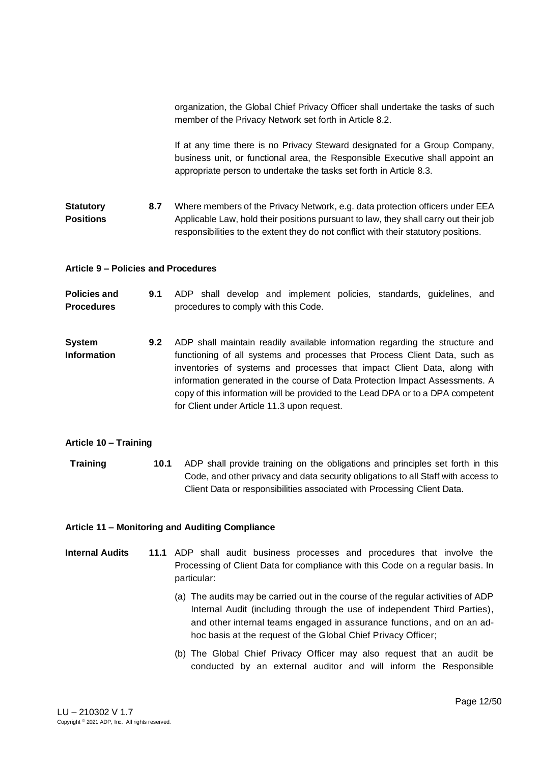organization, the Global Chief Privacy Officer shall undertake the tasks of such member of the Privacy Network set forth in Article 8.2.

If at any time there is no Privacy Steward designated for a Group Company, business unit, or functional area, the Responsible Executive shall appoint an appropriate person to undertake the tasks set forth in Article 8.3.

**Statutory Positions** **8.7** Where members of the Privacy Network, e.g. data protection officers under EEA Applicable Law, hold their positions pursuant to law, they shall carry out their job responsibilities to the extent they do not conflict with their statutory positions.

**Article 9 – Policies and Procedures**

**Policies and Procedures** **9.1** ADP shall develop and implement policies, standards, guidelines, and procedures to comply with this Code.

**System Information** **9.2** ADP shall maintain readily available information regarding the structure and functioning of all systems and processes that Process Client Data, such as inventories of systems and processes that impact Client Data, along with information generated in the course of Data Protection Impact Assessments. A copy of this information will be provided to the Lead DPA or to a DPA competent for Client under Article 11.3 upon request.

**Article 10 – Training**

**Training** **10.1** ADP shall provide training on the obligations and principles set forth in this Code, and other privacy and data security obligations to all Staff with access to Client Data or responsibilities associated with Processing Client Data.

**Article 11 – Monitoring and Auditing Compliance**

**Internal Audits** **11.1** ADP shall audit business processes and procedures that involve the Processing of Client Data for compliance with this Code on a regular basis. In particular:

(a) The audits may be carried out in the course of the regular activities of ADP Internal Audit (including through the use of independent Third Parties), and other internal teams engaged in assurance functions, and on an ad-hoc basis at the request of the Global Chief Privacy Officer;

(b) The Global Chief Privacy Officer may also request that an audit be conducted by an external auditor and will inform the Responsible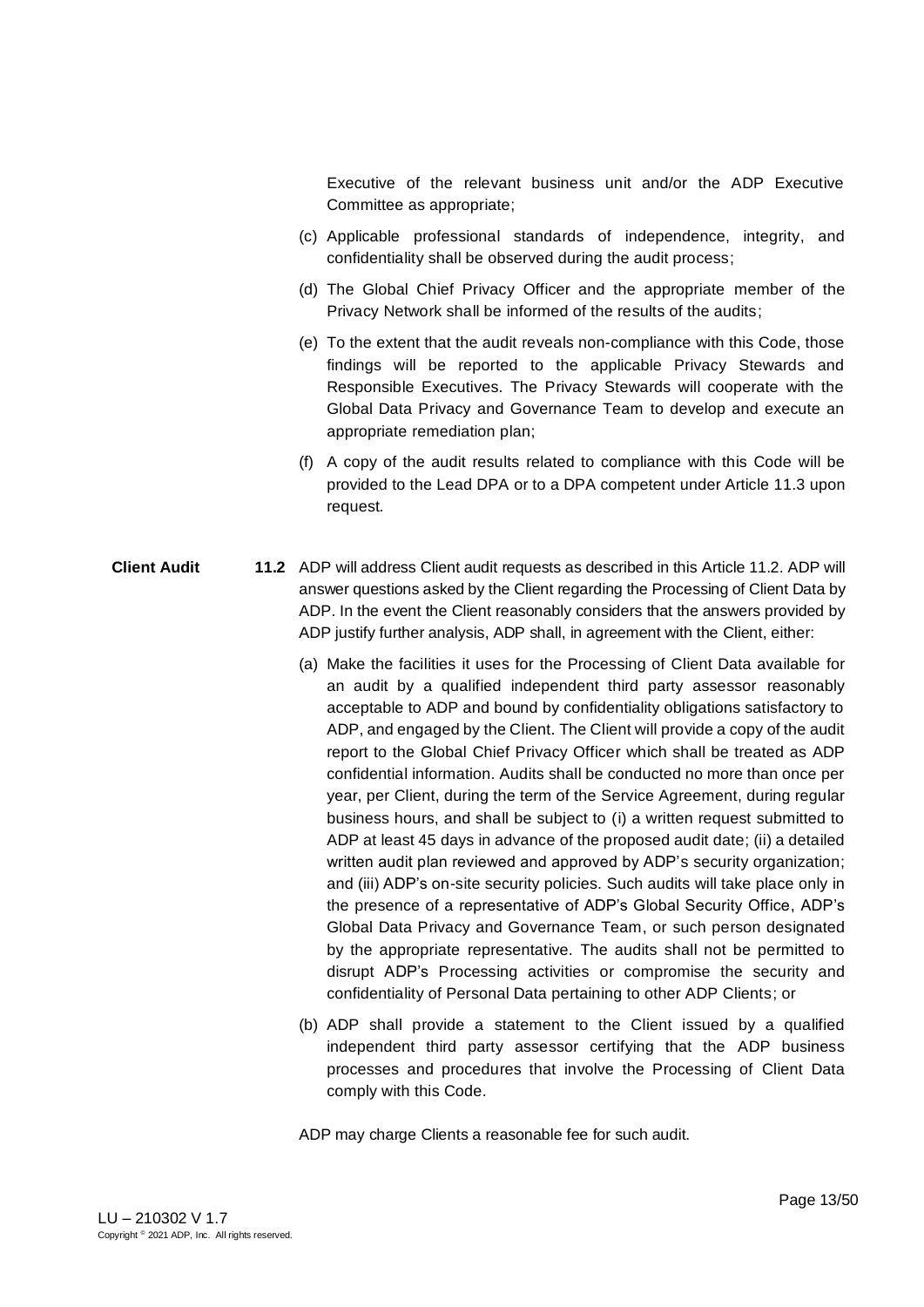Executive of the relevant business unit and/or the ADP Executive Committee as appropriate;

(c) Applicable professional standards of independence, integrity, and confidentiality shall be observed during the audit process;

(d) The Global Chief Privacy Officer and the appropriate member of the Privacy Network shall be informed of the results of the audits;

(e) To the extent that the audit reveals non-compliance with this Code, those findings will be reported to the applicable Privacy Stewards and Responsible Executives. The Privacy Stewards will cooperate with the Global Data Privacy and Governance Team to develop and execute an appropriate remediation plan;

(f) A copy of the audit results related to compliance with this Code will be provided to the Lead DPA or to a DPA competent under Article 11.3 upon request.

**Client Audit**

**11.2** ADP will address Client audit requests as described in this Article 11.2. ADP will answer questions asked by the Client regarding the Processing of Client Data by ADP. In the event the Client reasonably considers that the answers provided by ADP justify further analysis, ADP shall, in agreement with the Client, either:

(a) Make the facilities it uses for the Processing of Client Data available for an audit by a qualified independent third party assessor reasonably acceptable to ADP and bound by confidentiality obligations satisfactory to ADP, and engaged by the Client. The Client will provide a copy of the audit report to the Global Chief Privacy Officer which shall be treated as ADP confidential information. Audits shall be conducted no more than once per year, per Client, during the term of the Service Agreement, during regular business hours, and shall be subject to (i) a written request submitted to ADP at least 45 days in advance of the proposed audit date; (ii) a detailed written audit plan reviewed and approved by ADP's security organization; and (iii) ADP's on-site security policies. Such audits will take place only in the presence of a representative of ADP's Global Security Office, ADP's Global Data Privacy and Governance Team, or such person designated by the appropriate representative. The audits shall not be permitted to disrupt ADP's Processing activities or compromise the security and confidentiality of Personal Data pertaining to other ADP Clients; or

(b) ADP shall provide a statement to the Client issued by a qualified independent third party assessor certifying that the ADP business processes and procedures that involve the Processing of Client Data comply with this Code.

ADP may charge Clients a reasonable fee for such audit.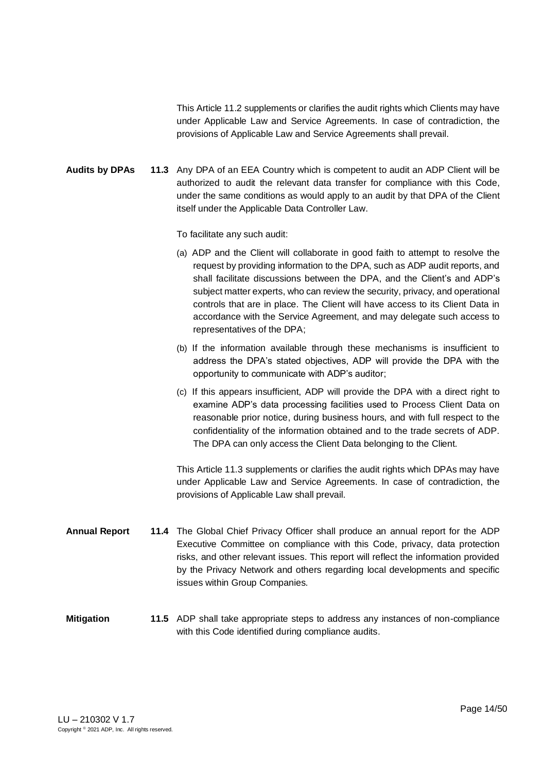This Article 11.2 supplements or clarifies the audit rights which Clients may have under Applicable Law and Service Agreements. In case of contradiction, the provisions of Applicable Law and Service Agreements shall prevail.

**Audits by DPAs** **11.3** Any DPA of an EEA Country which is competent to audit an ADP Client will be authorized to audit the relevant data transfer for compliance with this Code, under the same conditions as would apply to an audit by that DPA of the Client itself under the Applicable Data Controller Law.

To facilitate any such audit:

(a) ADP and the Client will collaborate in good faith to attempt to resolve the request by providing information to the DPA, such as ADP audit reports, and shall facilitate discussions between the DPA, and the Client's and ADP's subject matter experts, who can review the security, privacy, and operational controls that are in place. The Client will have access to its Client Data in accordance with the Service Agreement, and may delegate such access to representatives of the DPA;

(b) If the information available through these mechanisms is insufficient to address the DPA's stated objectives, ADP will provide the DPA with the opportunity to communicate with ADP's auditor;

(c) If this appears insufficient, ADP will provide the DPA with a direct right to examine ADP's data processing facilities used to Process Client Data on reasonable prior notice, during business hours, and with full respect to the confidentiality of the information obtained and to the trade secrets of ADP. The DPA can only access the Client Data belonging to the Client.

This Article 11.3 supplements or clarifies the audit rights which DPAs may have under Applicable Law and Service Agreements. In case of contradiction, the provisions of Applicable Law shall prevail.

**Annual Report** **11.4** The Global Chief Privacy Officer shall produce an annual report for the ADP Executive Committee on compliance with this Code, privacy, data protection risks, and other relevant issues. This report will reflect the information provided by the Privacy Network and others regarding local developments and specific issues within Group Companies.

**Mitigation** **11.5** ADP shall take appropriate steps to address any instances of non-compliance with this Code identified during compliance audits.

LU – 210302 V 1.7
Copyright © 2021 ADP, Inc. All rights reserved.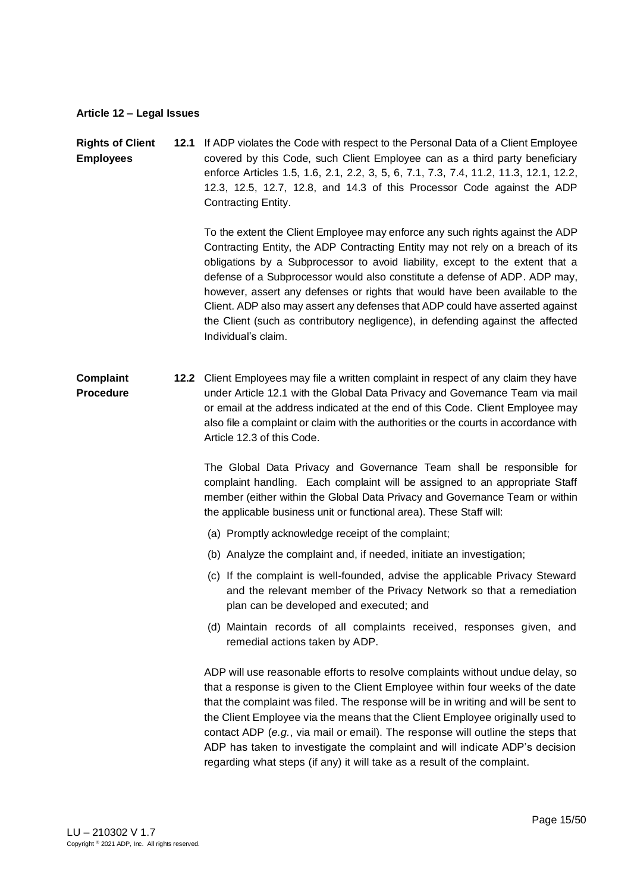**Article 12 – Legal Issues**

**Rights of Client Employees**

**12.1** If ADP violates the Code with respect to the Personal Data of a Client Employee covered by this Code, such Client Employee can as a third party beneficiary enforce Articles 1.5, 1.6, 2.1, 2.2, 3, 5, 6, 7.1, 7.3, 7.4, 11.2, 11.3, 12.1, 12.2, 12.3, 12.5, 12.7, 12.8, and 14.3 of this Processor Code against the ADP Contracting Entity.

To the extent the Client Employee may enforce any such rights against the ADP Contracting Entity, the ADP Contracting Entity may not rely on a breach of its obligations by a Subprocessor to avoid liability, except to the extent that a defense of a Subprocessor would also constitute a defense of ADP. ADP may, however, assert any defenses or rights that would have been available to the Client. ADP also may assert any defenses that ADP could have asserted against the Client (such as contributory negligence), in defending against the affected Individual's claim.

**Complaint Procedure**

**12.2** Client Employees may file a written complaint in respect of any claim they have under Article 12.1 with the Global Data Privacy and Governance Team via mail or email at the address indicated at the end of this Code. Client Employee may also file a complaint or claim with the authorities or the courts in accordance with Article 12.3 of this Code.

The Global Data Privacy and Governance Team shall be responsible for complaint handling. Each complaint will be assigned to an appropriate Staff member (either within the Global Data Privacy and Governance Team or within the applicable business unit or functional area). These Staff will:

(a) Promptly acknowledge receipt of the complaint;

(b) Analyze the complaint and, if needed, initiate an investigation;

(c) If the complaint is well-founded, advise the applicable Privacy Steward and the relevant member of the Privacy Network so that a remediation plan can be developed and executed; and

(d) Maintain records of all complaints received, responses given, and remedial actions taken by ADP.

ADP will use reasonable efforts to resolve complaints without undue delay, so that a response is given to the Client Employee within four weeks of the date that the complaint was filed. The response will be in writing and will be sent to the Client Employee via the means that the Client Employee originally used to contact ADP (*e.g.*, via mail or email). The response will outline the steps that ADP has taken to investigate the complaint and will indicate ADP's decision regarding what steps (if any) it will take as a result of the complaint.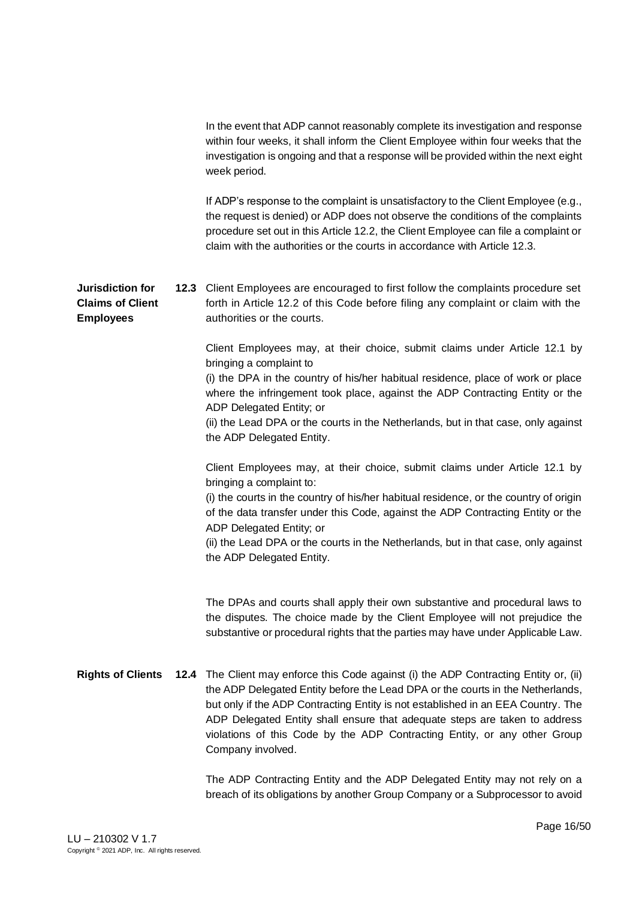In the event that ADP cannot reasonably complete its investigation and response within four weeks, it shall inform the Client Employee within four weeks that the investigation is ongoing and that a response will be provided within the next eight week period.

If ADP's response to the complaint is unsatisfactory to the Client Employee (e.g., the request is denied) or ADP does not observe the conditions of the complaints procedure set out in this Article 12.2, the Client Employee can file a complaint or claim with the authorities or the courts in accordance with Article 12.3.

**Jurisdiction for Claims of Client Employees**

**12.3** Client Employees are encouraged to first follow the complaints procedure set forth in Article 12.2 of this Code before filing any complaint or claim with the authorities or the courts.

Client Employees may, at their choice, submit claims under Article 12.1 by bringing a complaint to
(i) the DPA in the country of his/her habitual residence, place of work or place where the infringement took place, against the ADP Contracting Entity or the ADP Delegated Entity; or
(ii) the Lead DPA or the courts in the Netherlands, but in that case, only against the ADP Delegated Entity.

Client Employees may, at their choice, submit claims under Article 12.1 by bringing a complaint to:
(i) the courts in the country of his/her habitual residence, or the country of origin of the data transfer under this Code, against the ADP Contracting Entity or the ADP Delegated Entity; or
(ii) the Lead DPA or the courts in the Netherlands, but in that case, only against the ADP Delegated Entity.

The DPAs and courts shall apply their own substantive and procedural laws to the disputes. The choice made by the Client Employee will not prejudice the substantive or procedural rights that the parties may have under Applicable Law.

**Rights of Clients**

**12.4** The Client may enforce this Code against (i) the ADP Contracting Entity or, (ii) the ADP Delegated Entity before the Lead DPA or the courts in the Netherlands, but only if the ADP Contracting Entity is not established in an EEA Country. The ADP Delegated Entity shall ensure that adequate steps are taken to address violations of this Code by the ADP Contracting Entity, or any other Group Company involved.

The ADP Contracting Entity and the ADP Delegated Entity may not rely on a breach of its obligations by another Group Company or a Subprocessor to avoid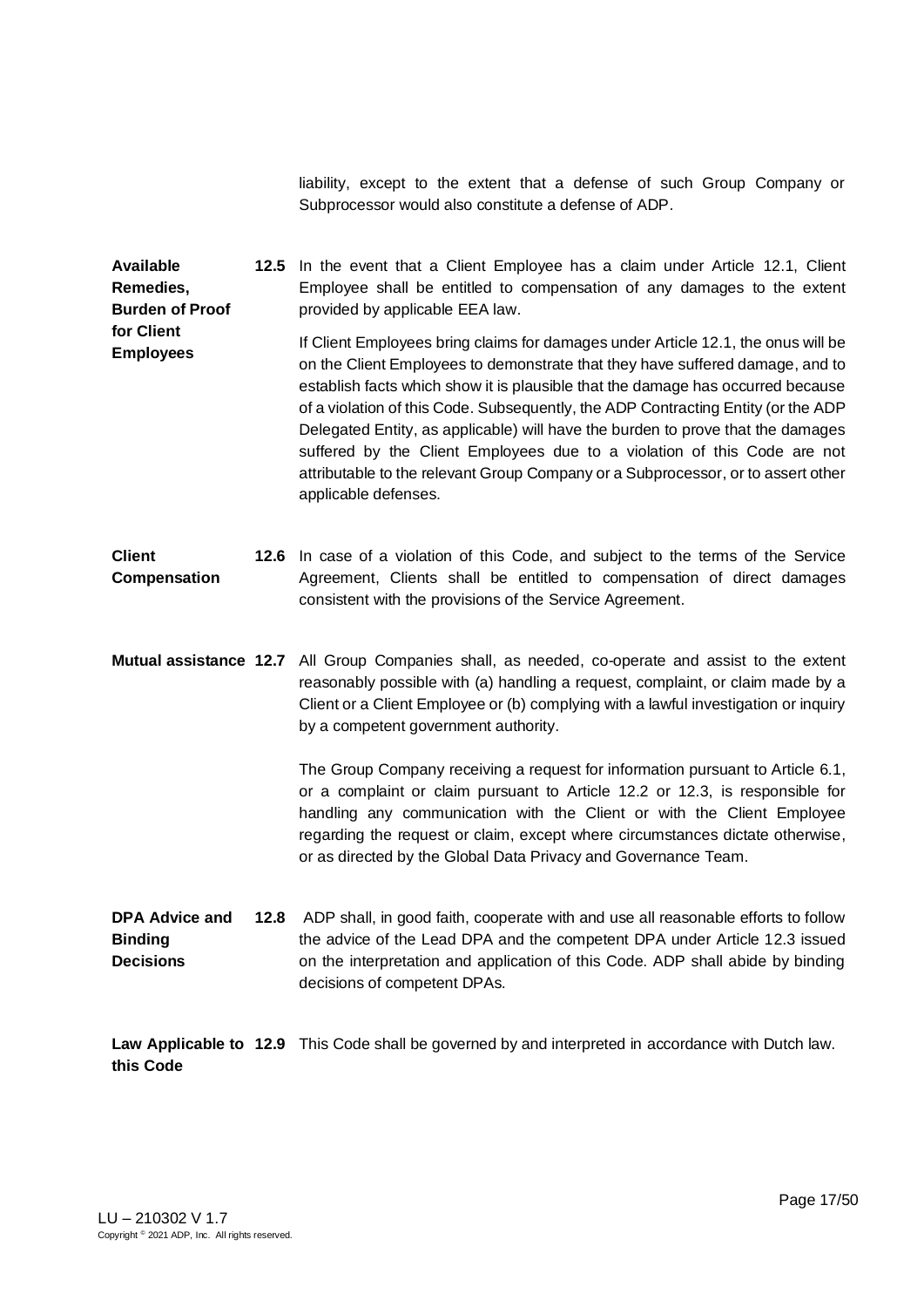liability, except to the extent that a defense of such Group Company or Subprocessor would also constitute a defense of ADP.

**Available Remedies, Burden of Proof for Client Employees**

**12.5** In the event that a Client Employee has a claim under Article 12.1, Client Employee shall be entitled to compensation of any damages to the extent provided by applicable EEA law.

If Client Employees bring claims for damages under Article 12.1, the onus will be on the Client Employees to demonstrate that they have suffered damage, and to establish facts which show it is plausible that the damage has occurred because of a violation of this Code. Subsequently, the ADP Contracting Entity (or the ADP Delegated Entity, as applicable) will have the burden to prove that the damages suffered by the Client Employees due to a violation of this Code are not attributable to the relevant Group Company or a Subprocessor, or to assert other applicable defenses.

**Client Compensation**

**12.6** In case of a violation of this Code, and subject to the terms of the Service Agreement, Clients shall be entitled to compensation of direct damages consistent with the provisions of the Service Agreement.

**Mutual assistance**

**12.7** All Group Companies shall, as needed, co-operate and assist to the extent reasonably possible with (a) handling a request, complaint, or claim made by a Client or a Client Employee or (b) complying with a lawful investigation or inquiry by a competent government authority.

The Group Company receiving a request for information pursuant to Article 6.1, or a complaint or claim pursuant to Article 12.2 or 12.3, is responsible for handling any communication with the Client or with the Client Employee regarding the request or claim, except where circumstances dictate otherwise, or as directed by the Global Data Privacy and Governance Team.

**DPA Advice and Binding Decisions**

**12.8** ADP shall, in good faith, cooperate with and use all reasonable efforts to follow the advice of the Lead DPA and the competent DPA under Article 12.3 issued on the interpretation and application of this Code. ADP shall abide by binding decisions of competent DPAs.

**Law Applicable to this Code**

**12.9** This Code shall be governed by and interpreted in accordance with Dutch law.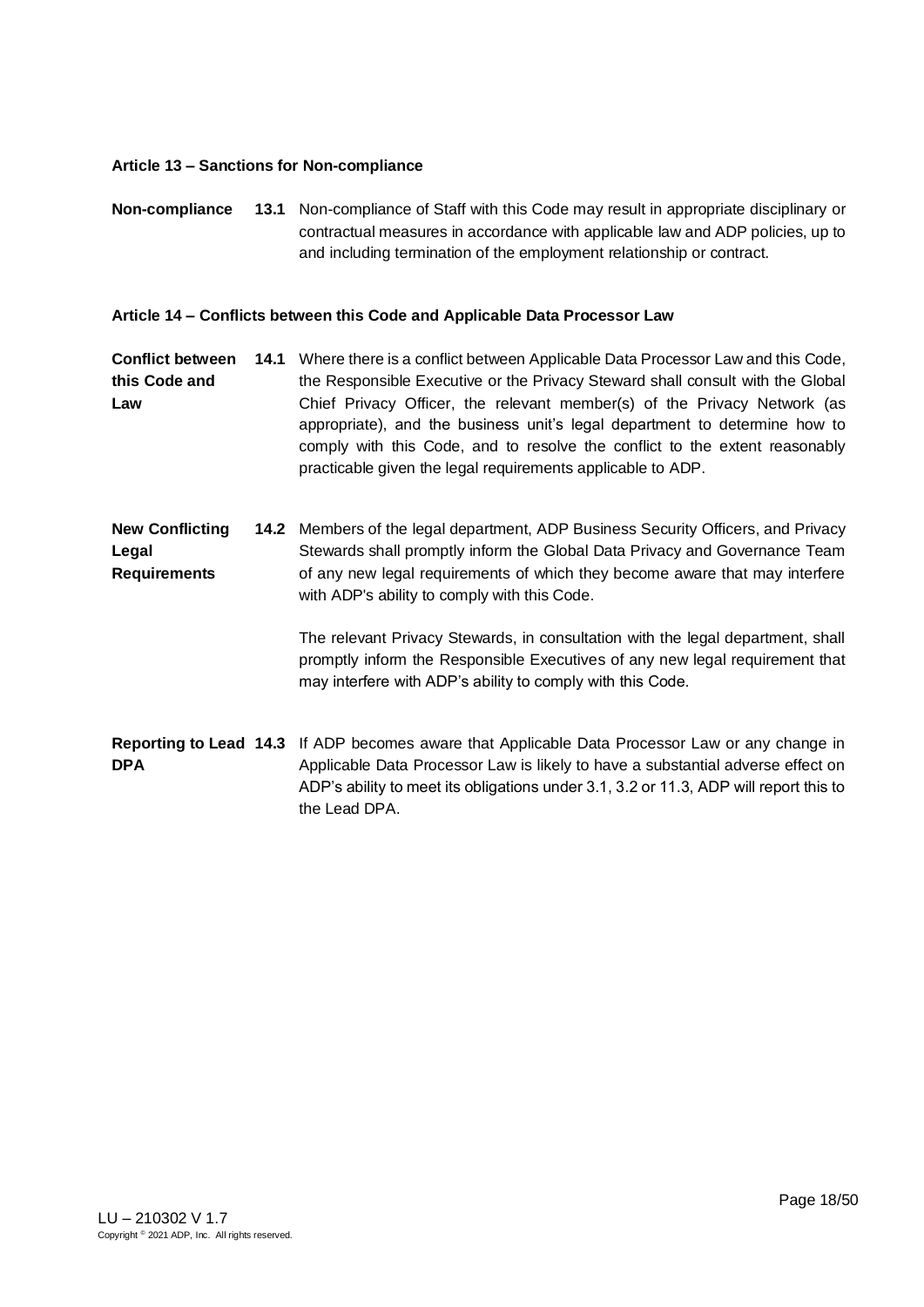### Article 13 – Sanctions for Non-compliance

**Non-compliance** **13.1** Non-compliance of Staff with this Code may result in appropriate disciplinary or contractual measures in accordance with applicable law and ADP policies, up to and including termination of the employment relationship or contract.

### Article 14 – Conflicts between this Code and Applicable Data Processor Law

**Conflict between this Code and Law** **14.1** Where there is a conflict between Applicable Data Processor Law and this Code, the Responsible Executive or the Privacy Steward shall consult with the Global Chief Privacy Officer, the relevant member(s) of the Privacy Network (as appropriate), and the business unit's legal department to determine how to comply with this Code, and to resolve the conflict to the extent reasonably practicable given the legal requirements applicable to ADP.

**New Conflicting Legal Requirements** **14.2** Members of the legal department, ADP Business Security Officers, and Privacy Stewards shall promptly inform the Global Data Privacy and Governance Team of any new legal requirements of which they become aware that may interfere with ADP's ability to comply with this Code.

The relevant Privacy Stewards, in consultation with the legal department, shall promptly inform the Responsible Executives of any new legal requirement that may interfere with ADP's ability to comply with this Code.

**Reporting to Lead DPA** **14.3** If ADP becomes aware that Applicable Data Processor Law or any change in Applicable Data Processor Law is likely to have a substantial adverse effect on ADP's ability to meet its obligations under 3.1, 3.2 or 11.3, ADP will report this to the Lead DPA.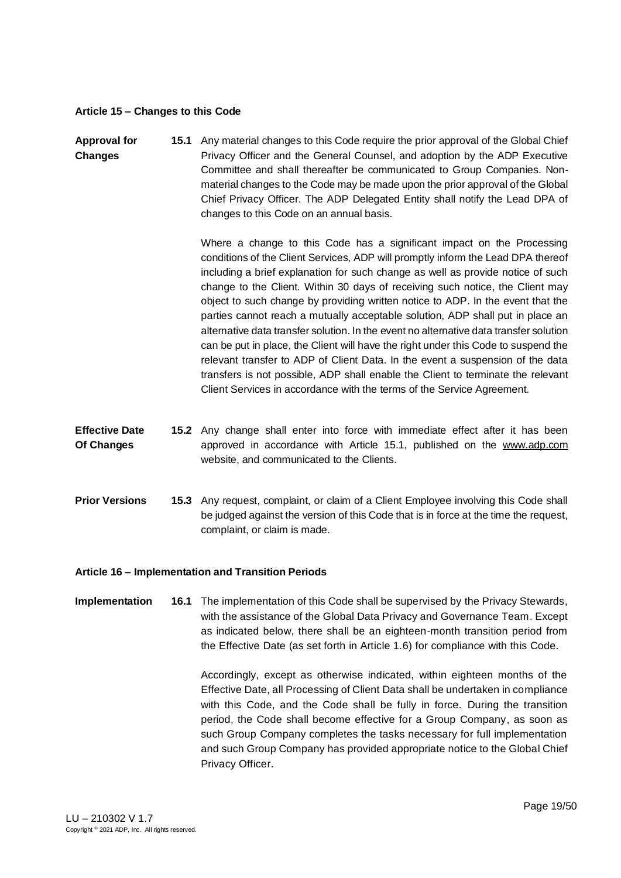**Article 15 – Changes to this Code**

**Approval for Changes** **15.1** Any material changes to this Code require the prior approval of the Global Chief Privacy Officer and the General Counsel, and adoption by the ADP Executive Committee and shall thereafter be communicated to Group Companies. Non-material changes to the Code may be made upon the prior approval of the Global Chief Privacy Officer. The ADP Delegated Entity shall notify the Lead DPA of changes to this Code on an annual basis.

Where a change to this Code has a significant impact on the Processing conditions of the Client Services, ADP will promptly inform the Lead DPA thereof including a brief explanation for such change as well as provide notice of such change to the Client. Within 30 days of receiving such notice, the Client may object to such change by providing written notice to ADP. In the event that the parties cannot reach a mutually acceptable solution, ADP shall put in place an alternative data transfer solution. In the event no alternative data transfer solution can be put in place, the Client will have the right under this Code to suspend the relevant transfer to ADP of Client Data. In the event a suspension of the data transfers is not possible, ADP shall enable the Client to terminate the relevant Client Services in accordance with the terms of the Service Agreement.

**Effective Date Of Changes** **15.2** Any change shall enter into force with immediate effect after it has been approved in accordance with Article 15.1, published on the www.adp.com website, and communicated to the Clients.

**Prior Versions** **15.3** Any request, complaint, or claim of a Client Employee involving this Code shall be judged against the version of this Code that is in force at the time the request, complaint, or claim is made.

**Article 16 – Implementation and Transition Periods**

**Implementation** **16.1** The implementation of this Code shall be supervised by the Privacy Stewards, with the assistance of the Global Data Privacy and Governance Team. Except as indicated below, there shall be an eighteen-month transition period from the Effective Date (as set forth in Article 1.6) for compliance with this Code.

Accordingly, except as otherwise indicated, within eighteen months of the Effective Date, all Processing of Client Data shall be undertaken in compliance with this Code, and the Code shall be fully in force. During the transition period, the Code shall become effective for a Group Company, as soon as such Group Company completes the tasks necessary for full implementation and such Group Company has provided appropriate notice to the Global Chief Privacy Officer.

LU – 210302 V 1.7
Copyright © 2021 ADP, Inc. All rights reserved.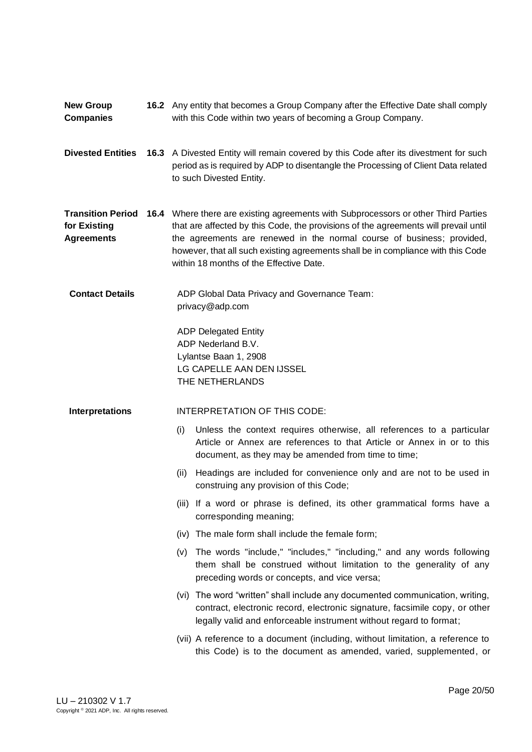**New Group Companies**

**16.2** Any entity that becomes a Group Company after the Effective Date shall comply with this Code within two years of becoming a Group Company.

**Divested Entities**

**16.3** A Divested Entity will remain covered by this Code after its divestment for such period as is required by ADP to disentangle the Processing of Client Data related to such Divested Entity.

**Transition Period for Existing Agreements**

**16.4** Where there are existing agreements with Subprocessors or other Third Parties that are affected by this Code, the provisions of the agreements will prevail until the agreements are renewed in the normal course of business; provided, however, that all such existing agreements shall be in compliance with this Code within 18 months of the Effective Date.

**Contact Details**

ADP Global Data Privacy and Governance Team:
privacy@adp.com

ADP Delegated Entity
ADP Nederland B.V.
Lylantse Baan 1, 2908
LG CAPELLE AAN DEN IJSSEL
THE NETHERLANDS

**Interpretations**

INTERPRETATION OF THIS CODE:

(i) Unless the context requires otherwise, all references to a particular Article or Annex are references to that Article or Annex in or to this document, as they may be amended from time to time;

(ii) Headings are included for convenience only and are not to be used in construing any provision of this Code;

(iii) If a word or phrase is defined, its other grammatical forms have a corresponding meaning;

(iv) The male form shall include the female form;

(v) The words "include," "includes," "including," and any words following them shall be construed without limitation to the generality of any preceding words or concepts, and vice versa;

(vi) The word "written" shall include any documented communication, writing, contract, electronic record, electronic signature, facsimile copy, or other legally valid and enforceable instrument without regard to format;

(vii) A reference to a document (including, without limitation, a reference to this Code) is to the document as amended, varied, supplemented, or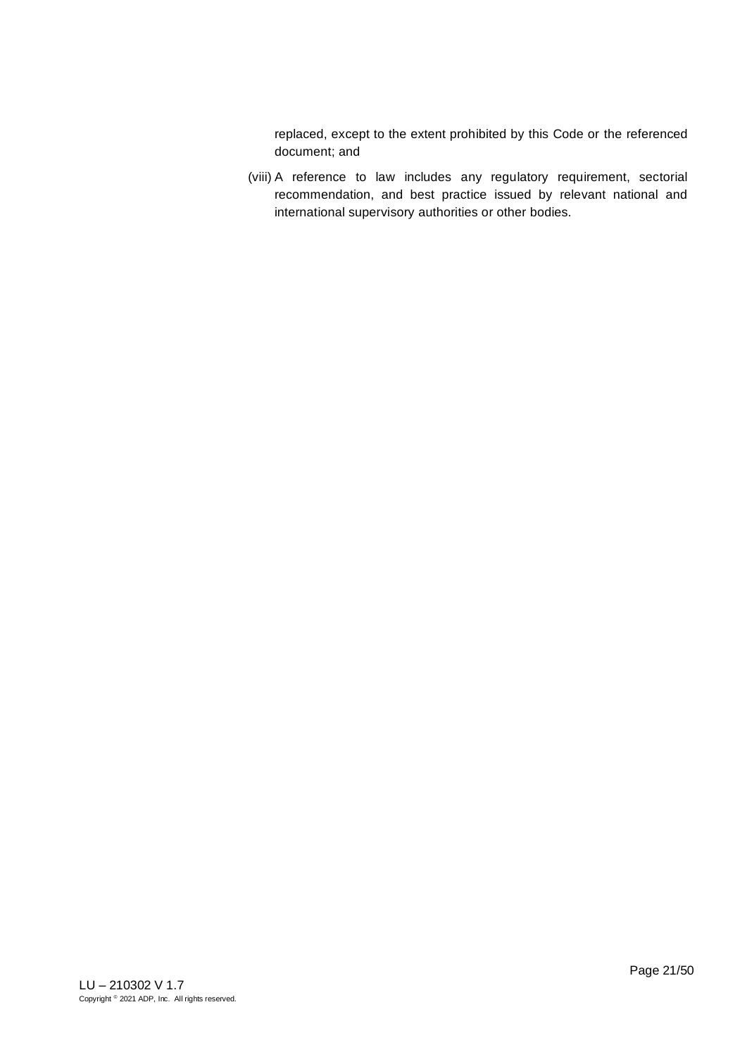replaced, except to the extent prohibited by this Code or the referenced document; and

(viii) A reference to law includes any regulatory requirement, sectorial recommendation, and best practice issued by relevant national and international supervisory authorities or other bodies.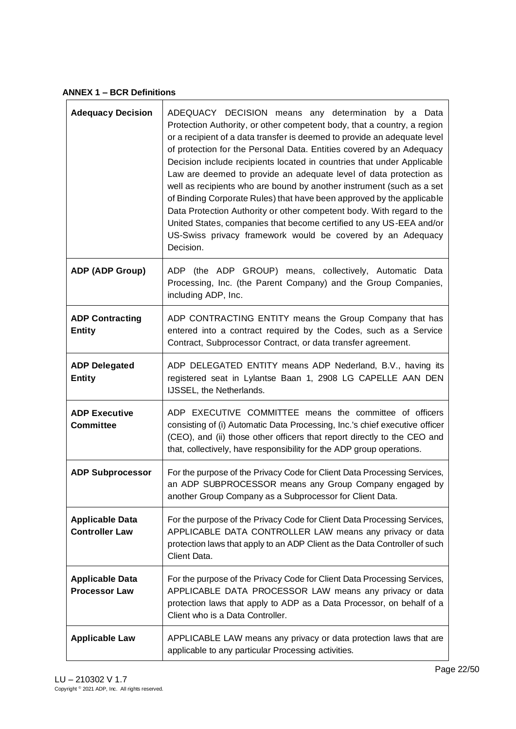**ANNEX 1 – BCR Definitions**

| | |
|---|---|
| **Adequacy Decision** | ADEQUACY DECISION means any determination by a Data Protection Authority, or other competent body, that a country, a region or a recipient of a data transfer is deemed to provide an adequate level of protection for the Personal Data. Entities covered by an Adequacy Decision include recipients located in countries that under Applicable Law are deemed to provide an adequate level of data protection as well as recipients who are bound by another instrument (such as a set of Binding Corporate Rules) that have been approved by the applicable Data Protection Authority or other competent body. With regard to the United States, companies that become certified to any US-EEA and/or US-Swiss privacy framework would be covered by an Adequacy Decision. |
| **ADP (ADP Group)** | ADP (the ADP GROUP) means, collectively, Automatic Data Processing, Inc. (the Parent Company) and the Group Companies, including ADP, Inc. |
| **ADP Contracting Entity** | ADP CONTRACTING ENTITY means the Group Company that has entered into a contract required by the Codes, such as a Service Contract, Subprocessor Contract, or data transfer agreement. |
| **ADP Delegated Entity** | ADP DELEGATED ENTITY means ADP Nederland, B.V., having its registered seat in Lylantse Baan 1, 2908 LG CAPELLE AAN DEN IJSSEL, the Netherlands. |
| **ADP Executive Committee** | ADP EXECUTIVE COMMITTEE means the committee of officers consisting of (i) Automatic Data Processing, Inc.'s chief executive officer (CEO), and (ii) those other officers that report directly to the CEO and that, collectively, have responsibility for the ADP group operations. |
| **ADP Subprocessor** | For the purpose of the Privacy Code for Client Data Processing Services, an ADP SUBPROCESSOR means any Group Company engaged by another Group Company as a Subprocessor for Client Data. |
| **Applicable Data Controller Law** | For the purpose of the Privacy Code for Client Data Processing Services, APPLICABLE DATA CONTROLLER LAW means any privacy or data protection laws that apply to an ADP Client as the Data Controller of such Client Data. |
| **Applicable Data Processor Law** | For the purpose of the Privacy Code for Client Data Processing Services, APPLICABLE DATA PROCESSOR LAW means any privacy or data protection laws that apply to ADP as a Data Processor, on behalf of a Client who is a Data Controller. |
| **Applicable Law** | APPLICABLE LAW means any privacy or data protection laws that are applicable to any particular Processing activities. |

LU – 210302 V 1.7
Copyright © 2021 ADP, Inc. All rights reserved.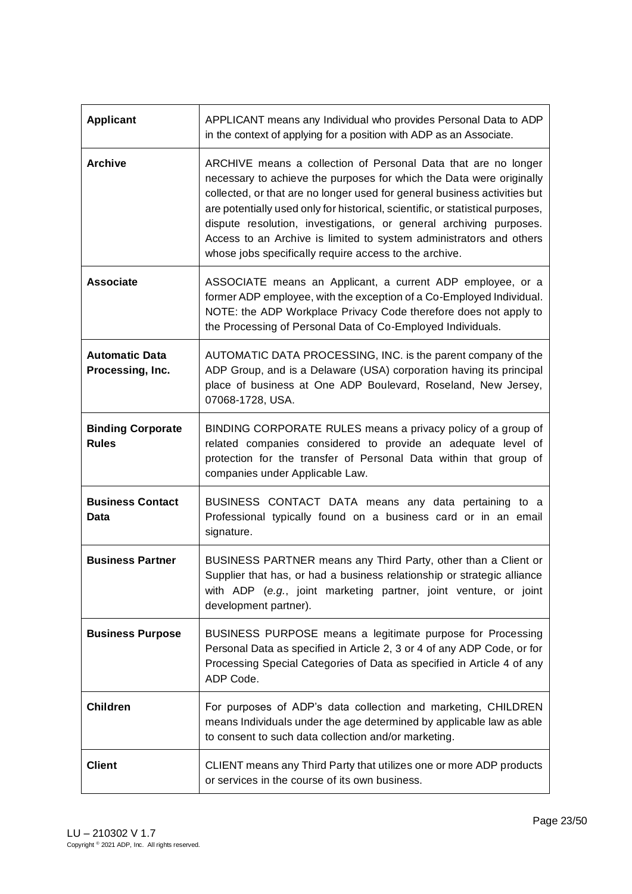| **Applicant** | APPLICANT means any Individual who provides Personal Data to ADP in the context of applying for a position with ADP as an Associate. |
|---|---|
| **Archive** | ARCHIVE means a collection of Personal Data that are no longer necessary to achieve the purposes for which the Data were originally collected, or that are no longer used for general business activities but are potentially used only for historical, scientific, or statistical purposes, dispute resolution, investigations, or general archiving purposes. Access to an Archive is limited to system administrators and others whose jobs specifically require access to the archive. |
| **Associate** | ASSOCIATE means an Applicant, a current ADP employee, or a former ADP employee, with the exception of a Co-Employed Individual. NOTE: the ADP Workplace Privacy Code therefore does not apply to the Processing of Personal Data of Co-Employed Individuals. |
| **Automatic Data Processing, Inc.** | AUTOMATIC DATA PROCESSING, INC. is the parent company of the ADP Group, and is a Delaware (USA) corporation having its principal place of business at One ADP Boulevard, Roseland, New Jersey, 07068-1728, USA. |
| **Binding Corporate Rules** | BINDING CORPORATE RULES means a privacy policy of a group of related companies considered to provide an adequate level of protection for the transfer of Personal Data within that group of companies under Applicable Law. |
| **Business Contact Data** | BUSINESS CONTACT DATA means any data pertaining to a Professional typically found on a business card or in an email signature. |
| **Business Partner** | BUSINESS PARTNER means any Third Party, other than a Client or Supplier that has, or had a business relationship or strategic alliance with ADP (*e.g.*, joint marketing partner, joint venture, or joint development partner). |
| **Business Purpose** | BUSINESS PURPOSE means a legitimate purpose for Processing Personal Data as specified in Article 2, 3 or 4 of any ADP Code, or for Processing Special Categories of Data as specified in Article 4 of any ADP Code. |
| **Children** | For purposes of ADP's data collection and marketing, CHILDREN means Individuals under the age determined by applicable law as able to consent to such data collection and/or marketing. |
| **Client** | CLIENT means any Third Party that utilizes one or more ADP products or services in the course of its own business. |

LU – 210302 V 1.7
Copyright © 2021 ADP, Inc. All rights reserved.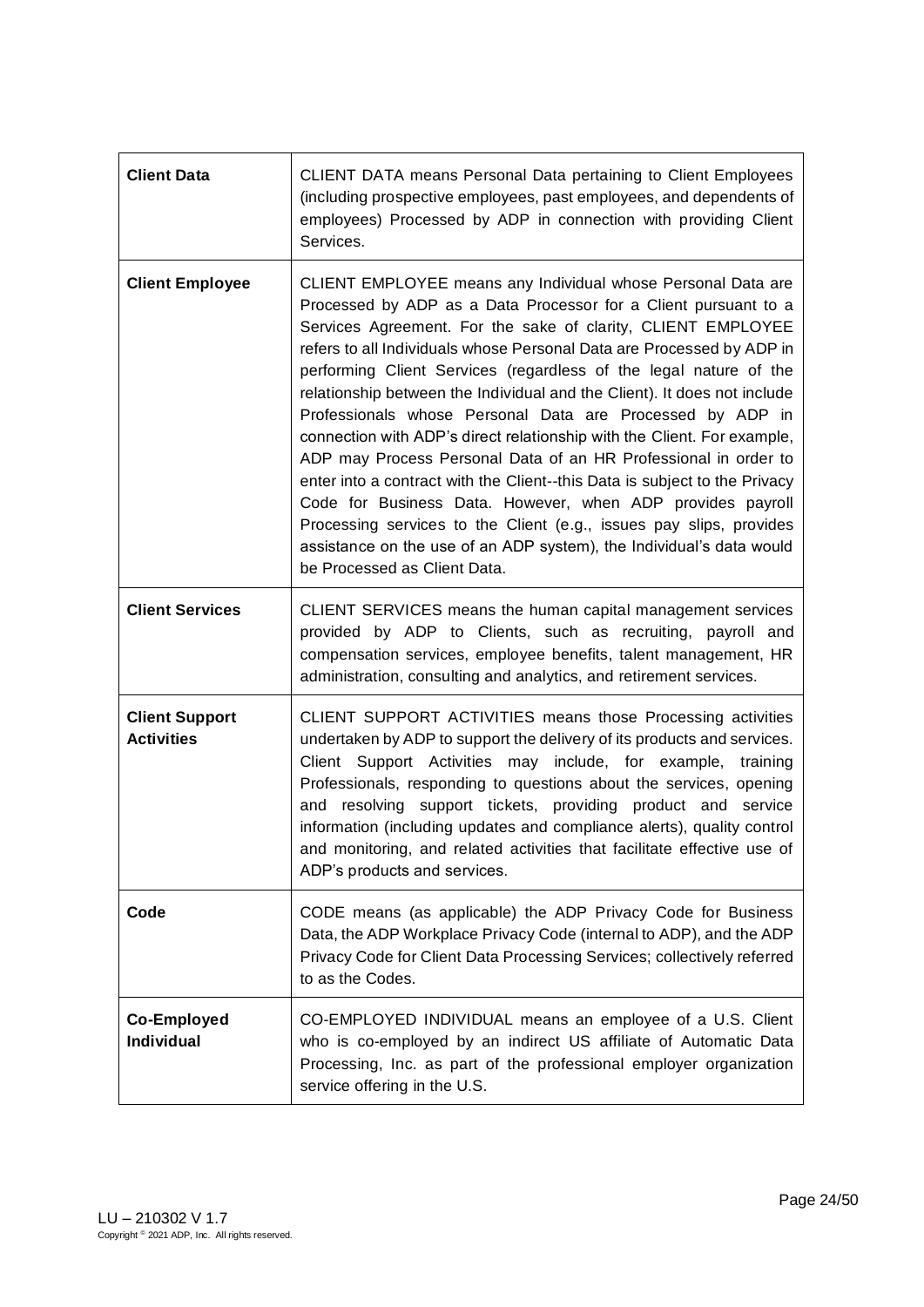| | |
|---|---|
| **Client Data** | CLIENT DATA means Personal Data pertaining to Client Employees (including prospective employees, past employees, and dependents of employees) Processed by ADP in connection with providing Client Services. |
| **Client Employee** | CLIENT EMPLOYEE means any Individual whose Personal Data are Processed by ADP as a Data Processor for a Client pursuant to a Services Agreement. For the sake of clarity, CLIENT EMPLOYEE refers to all Individuals whose Personal Data are Processed by ADP in performing Client Services (regardless of the legal nature of the relationship between the Individual and the Client). It does not include Professionals whose Personal Data are Processed by ADP in connection with ADP's direct relationship with the Client. For example, ADP may Process Personal Data of an HR Professional in order to enter into a contract with the Client--this Data is subject to the Privacy Code for Business Data. However, when ADP provides payroll Processing services to the Client (e.g., issues pay slips, provides assistance on the use of an ADP system), the Individual's data would be Processed as Client Data. |
| **Client Services** | CLIENT SERVICES means the human capital management services provided by ADP to Clients, such as recruiting, payroll and compensation services, employee benefits, talent management, HR administration, consulting and analytics, and retirement services. |
| **Client Support Activities** | CLIENT SUPPORT ACTIVITIES means those Processing activities undertaken by ADP to support the delivery of its products and services. Client Support Activities may include, for example, training Professionals, responding to questions about the services, opening and resolving support tickets, providing product and service information (including updates and compliance alerts), quality control and monitoring, and related activities that facilitate effective use of ADP's products and services. |
| **Code** | CODE means (as applicable) the ADP Privacy Code for Business Data, the ADP Workplace Privacy Code (internal to ADP), and the ADP Privacy Code for Client Data Processing Services; collectively referred to as the Codes. |
| **Co-Employed Individual** | CO-EMPLOYED INDIVIDUAL means an employee of a U.S. Client who is co-employed by an indirect US affiliate of Automatic Data Processing, Inc. as part of the professional employer organization service offering in the U.S. |

LU – 210302 V 1.7
Copyright © 2021 ADP, Inc. All rights reserved.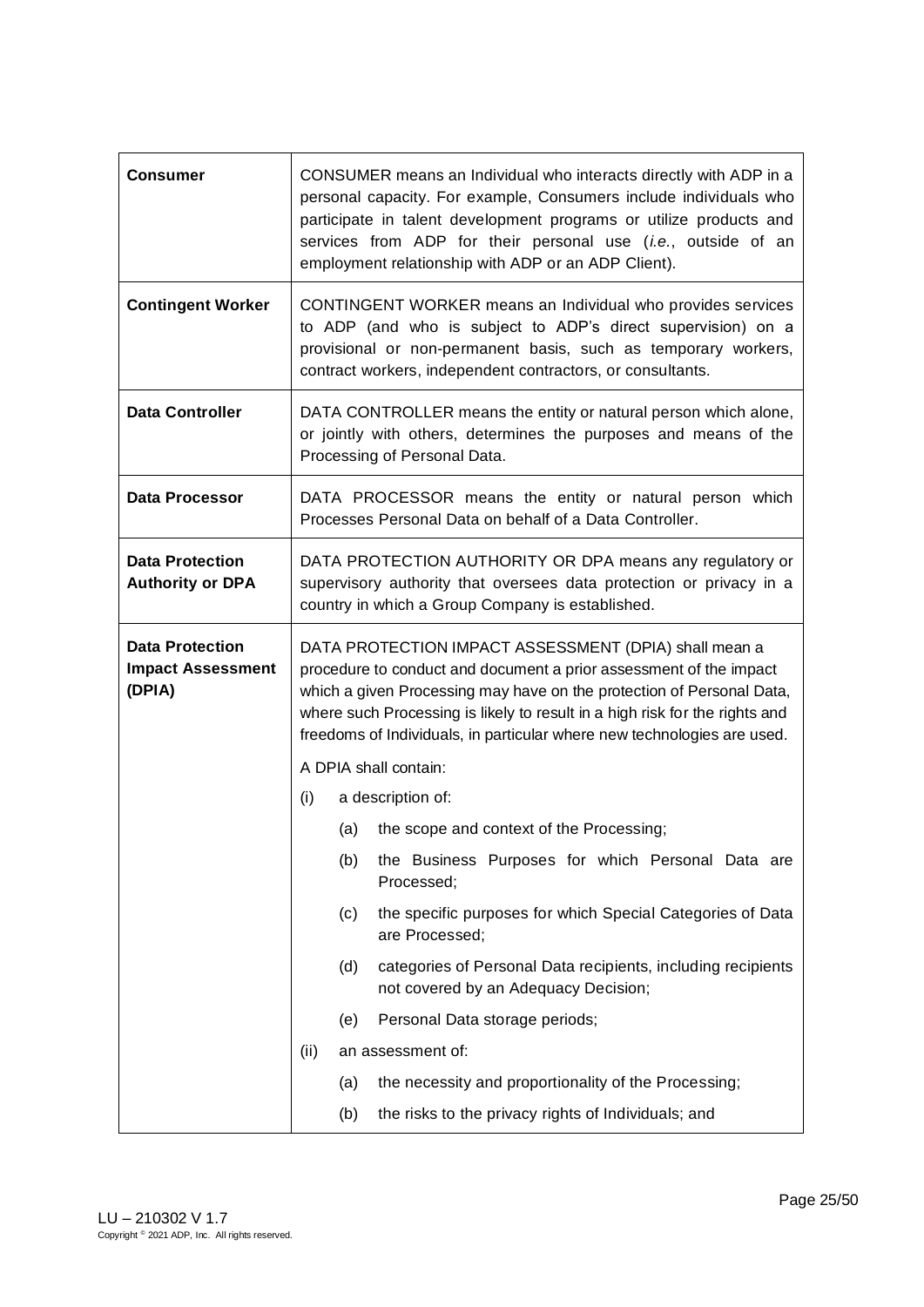| | |
|---|---|
| **Consumer** | CONSUMER means an Individual who interacts directly with ADP in a personal capacity. For example, Consumers include individuals who participate in talent development programs or utilize products and services from ADP for their personal use (*i.e.*, outside of an employment relationship with ADP or an ADP Client). |
| **Contingent Worker** | CONTINGENT WORKER means an Individual who provides services to ADP (and who is subject to ADP's direct supervision) on a provisional or non-permanent basis, such as temporary workers, contract workers, independent contractors, or consultants. |
| **Data Controller** | DATA CONTROLLER means the entity or natural person which alone, or jointly with others, determines the purposes and means of the Processing of Personal Data. |
| **Data Processor** | DATA PROCESSOR means the entity or natural person which Processes Personal Data on behalf of a Data Controller. |
| **Data Protection Authority or DPA** | DATA PROTECTION AUTHORITY OR DPA means any regulatory or supervisory authority that oversees data protection or privacy in a country in which a Group Company is established. |
| **Data Protection Impact Assessment (DPIA)** | DATA PROTECTION IMPACT ASSESSMENT (DPIA) shall mean a procedure to conduct and document a prior assessment of the impact which a given Processing may have on the protection of Personal Data, where such Processing is likely to result in a high risk for the rights and freedoms of Individuals, in particular where new technologies are used.<br><br>A DPIA shall contain:<br><br>(i) a description of:<br>(a) the scope and context of the Processing;<br>(b) the Business Purposes for which Personal Data are Processed;<br>(c) the specific purposes for which Special Categories of Data are Processed;<br>(d) categories of Personal Data recipients, including recipients not covered by an Adequacy Decision;<br>(e) Personal Data storage periods;<br><br>(ii) an assessment of:<br>(a) the necessity and proportionality of the Processing;<br>(b) the risks to the privacy rights of Individuals; and |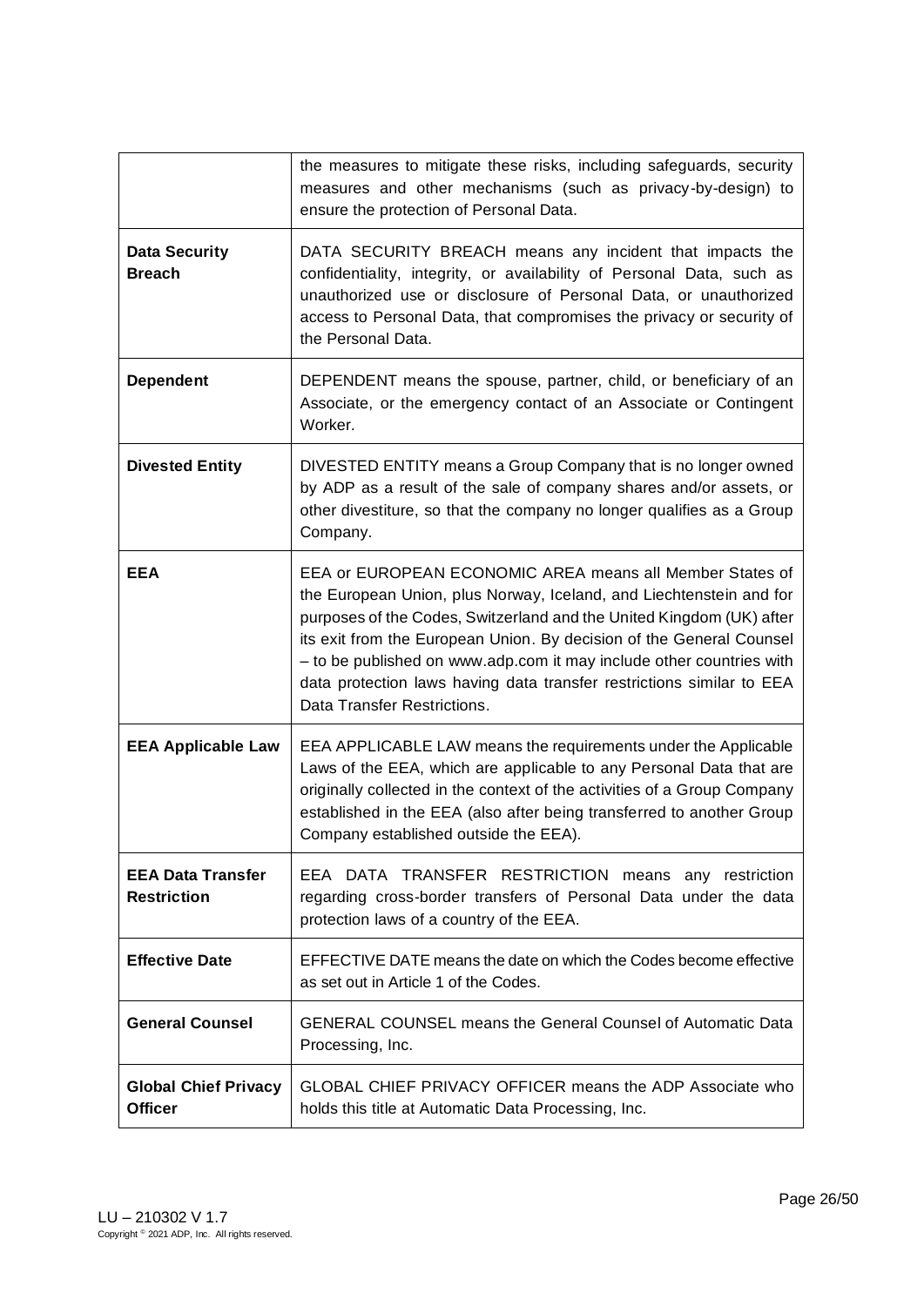| | |
|---|---|
| | the measures to mitigate these risks, including safeguards, security measures and other mechanisms (such as privacy-by-design) to ensure the protection of Personal Data. |
| **Data Security Breach** | DATA SECURITY BREACH means any incident that impacts the confidentiality, integrity, or availability of Personal Data, such as unauthorized use or disclosure of Personal Data, or unauthorized access to Personal Data, that compromises the privacy or security of the Personal Data. |
| **Dependent** | DEPENDENT means the spouse, partner, child, or beneficiary of an Associate, or the emergency contact of an Associate or Contingent Worker. |
| **Divested Entity** | DIVESTED ENTITY means a Group Company that is no longer owned by ADP as a result of the sale of company shares and/or assets, or other divestiture, so that the company no longer qualifies as a Group Company. |
| **EEA** | EEA or EUROPEAN ECONOMIC AREA means all Member States of the European Union, plus Norway, Iceland, and Liechtenstein and for purposes of the Codes, Switzerland and the United Kingdom (UK) after its exit from the European Union. By decision of the General Counsel – to be published on www.adp.com it may include other countries with data protection laws having data transfer restrictions similar to EEA Data Transfer Restrictions. |
| **EEA Applicable Law** | EEA APPLICABLE LAW means the requirements under the Applicable Laws of the EEA, which are applicable to any Personal Data that are originally collected in the context of the activities of a Group Company established in the EEA (also after being transferred to another Group Company established outside the EEA). |
| **EEA Data Transfer Restriction** | EEA DATA TRANSFER RESTRICTION means any restriction regarding cross-border transfers of Personal Data under the data protection laws of a country of the EEA. |
| **Effective Date** | EFFECTIVE DATE means the date on which the Codes become effective as set out in Article 1 of the Codes. |
| **General Counsel** | GENERAL COUNSEL means the General Counsel of Automatic Data Processing, Inc. |
| **Global Chief Privacy Officer** | GLOBAL CHIEF PRIVACY OFFICER means the ADP Associate who holds this title at Automatic Data Processing, Inc. |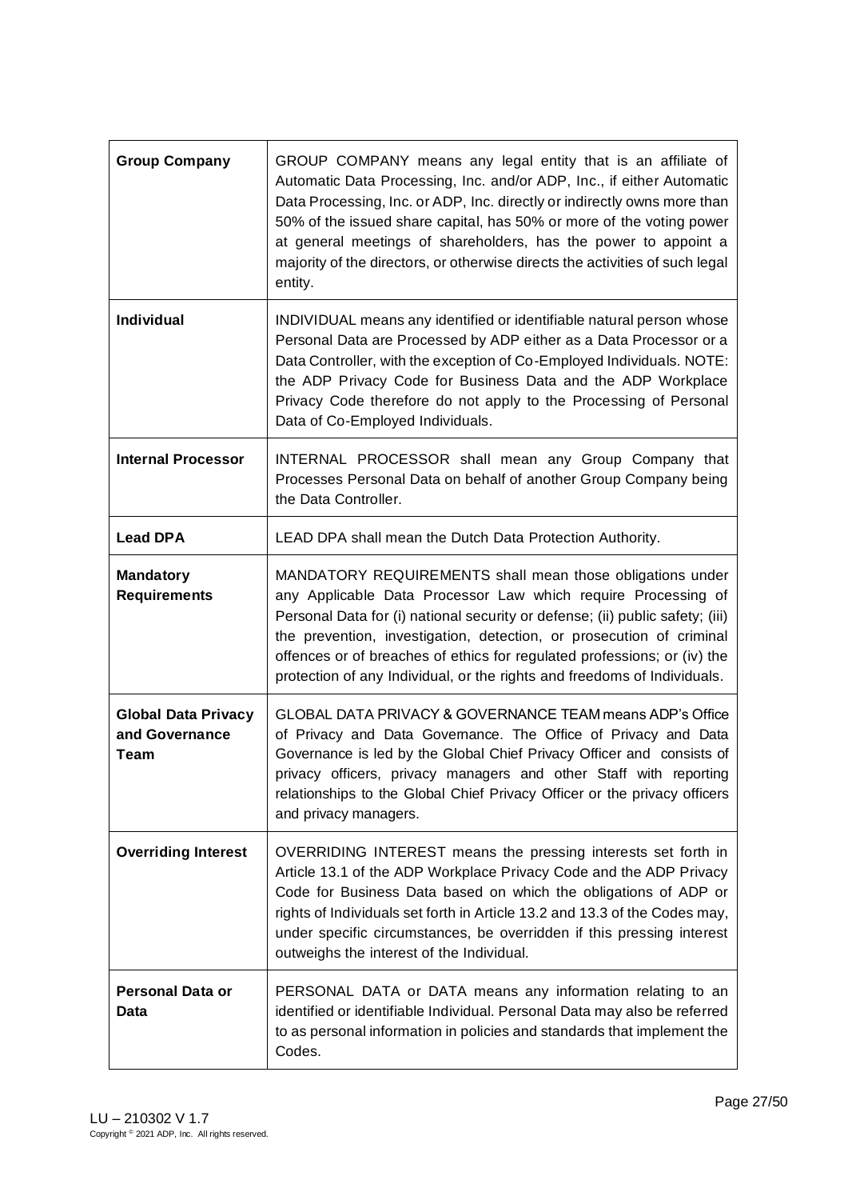| | |
|---|---|
| **Group Company** | GROUP COMPANY means any legal entity that is an affiliate of Automatic Data Processing, Inc. and/or ADP, Inc., if either Automatic Data Processing, Inc. or ADP, Inc. directly or indirectly owns more than 50% of the issued share capital, has 50% or more of the voting power at general meetings of shareholders, has the power to appoint a majority of the directors, or otherwise directs the activities of such legal entity. |
| **Individual** | INDIVIDUAL means any identified or identifiable natural person whose Personal Data are Processed by ADP either as a Data Processor or a Data Controller, with the exception of Co-Employed Individuals. NOTE: the ADP Privacy Code for Business Data and the ADP Workplace Privacy Code therefore do not apply to the Processing of Personal Data of Co-Employed Individuals. |
| **Internal Processor** | INTERNAL PROCESSOR shall mean any Group Company that Processes Personal Data on behalf of another Group Company being the Data Controller. |
| **Lead DPA** | LEAD DPA shall mean the Dutch Data Protection Authority. |
| **Mandatory Requirements** | MANDATORY REQUIREMENTS shall mean those obligations under any Applicable Data Processor Law which require Processing of Personal Data for (i) national security or defense; (ii) public safety; (iii) the prevention, investigation, detection, or prosecution of criminal offences or of breaches of ethics for regulated professions; or (iv) the protection of any Individual, or the rights and freedoms of Individuals. |
| **Global Data Privacy and Governance Team** | GLOBAL DATA PRIVACY & GOVERNANCE TEAM means ADP's Office of Privacy and Data Governance. The Office of Privacy and Data Governance is led by the Global Chief Privacy Officer and consists of privacy officers, privacy managers and other Staff with reporting relationships to the Global Chief Privacy Officer or the privacy officers and privacy managers. |
| **Overriding Interest** | OVERRIDING INTEREST means the pressing interests set forth in Article 13.1 of the ADP Workplace Privacy Code and the ADP Privacy Code for Business Data based on which the obligations of ADP or rights of Individuals set forth in Article 13.2 and 13.3 of the Codes may, under specific circumstances, be overridden if this pressing interest outweighs the interest of the Individual. |
| **Personal Data or Data** | PERSONAL DATA or DATA means any information relating to an identified or identifiable Individual. Personal Data may also be referred to as personal information in policies and standards that implement the Codes. |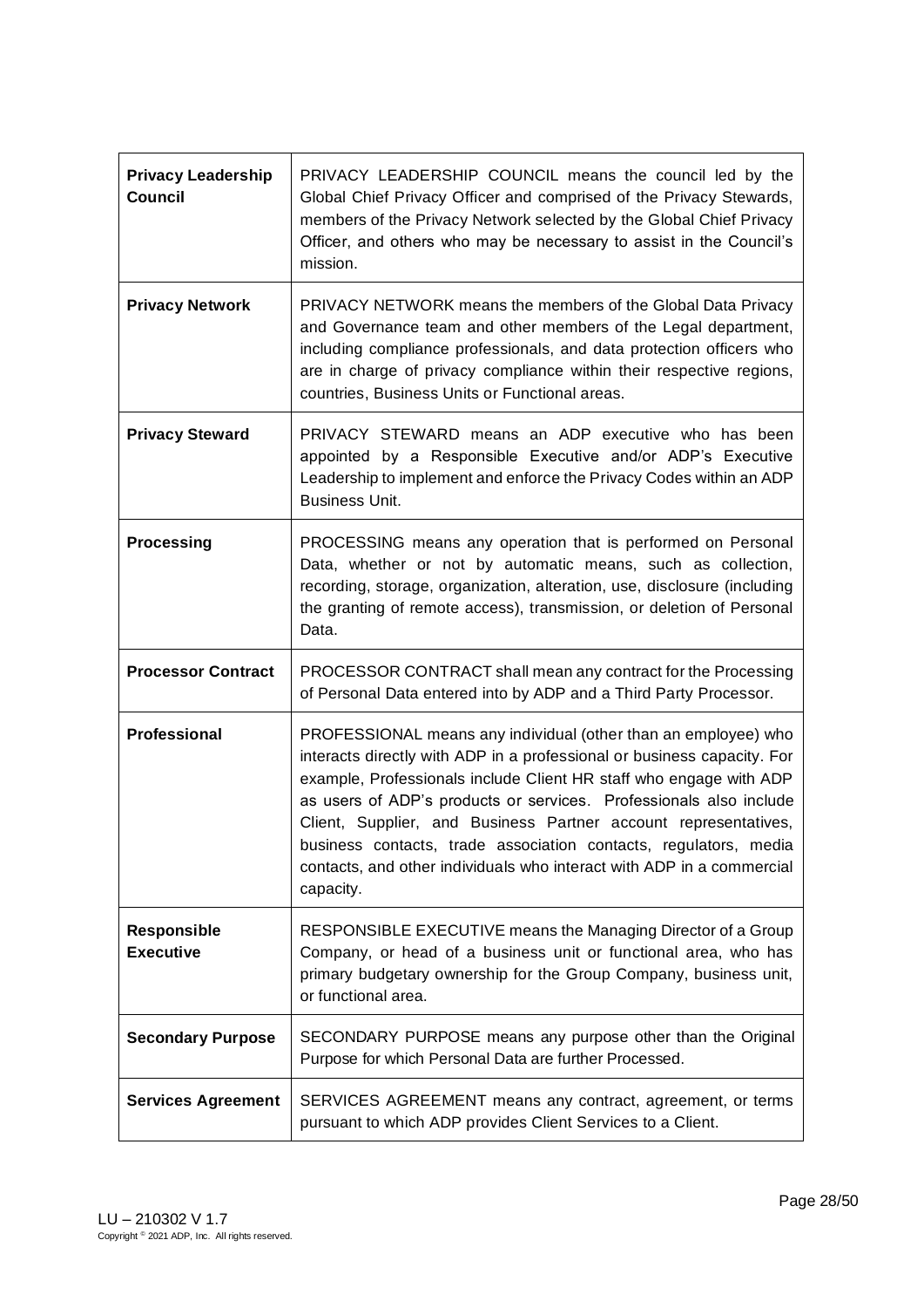| | |
|---|---|
| **Privacy Leadership Council** | PRIVACY LEADERSHIP COUNCIL means the council led by the Global Chief Privacy Officer and comprised of the Privacy Stewards, members of the Privacy Network selected by the Global Chief Privacy Officer, and others who may be necessary to assist in the Council's mission. |
| **Privacy Network** | PRIVACY NETWORK means the members of the Global Data Privacy and Governance team and other members of the Legal department, including compliance professionals, and data protection officers who are in charge of privacy compliance within their respective regions, countries, Business Units or Functional areas. |
| **Privacy Steward** | PRIVACY STEWARD means an ADP executive who has been appointed by a Responsible Executive and/or ADP's Executive Leadership to implement and enforce the Privacy Codes within an ADP Business Unit. |
| **Processing** | PROCESSING means any operation that is performed on Personal Data, whether or not by automatic means, such as collection, recording, storage, organization, alteration, use, disclosure (including the granting of remote access), transmission, or deletion of Personal Data. |
| **Processor Contract** | PROCESSOR CONTRACT shall mean any contract for the Processing of Personal Data entered into by ADP and a Third Party Processor. |
| **Professional** | PROFESSIONAL means any individual (other than an employee) who interacts directly with ADP in a professional or business capacity. For example, Professionals include Client HR staff who engage with ADP as users of ADP's products or services. Professionals also include Client, Supplier, and Business Partner account representatives, business contacts, trade association contacts, regulators, media contacts, and other individuals who interact with ADP in a commercial capacity. |
| **Responsible Executive** | RESPONSIBLE EXECUTIVE means the Managing Director of a Group Company, or head of a business unit or functional area, who has primary budgetary ownership for the Group Company, business unit, or functional area. |
| **Secondary Purpose** | SECONDARY PURPOSE means any purpose other than the Original Purpose for which Personal Data are further Processed. |
| **Services Agreement** | SERVICES AGREEMENT means any contract, agreement, or terms pursuant to which ADP provides Client Services to a Client. |

LU – 210302 V 1.7
Copyright © 2021 ADP, Inc. All rights reserved.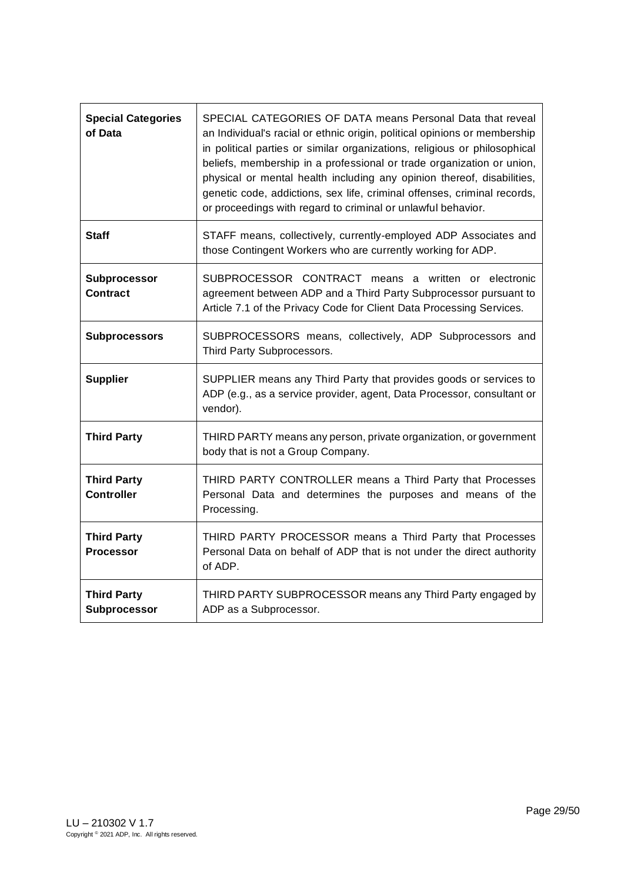| | |
|---|---|
| **Special Categories of Data** | SPECIAL CATEGORIES OF DATA means Personal Data that reveal an Individual's racial or ethnic origin, political opinions or membership in political parties or similar organizations, religious or philosophical beliefs, membership in a professional or trade organization or union, physical or mental health including any opinion thereof, disabilities, genetic code, addictions, sex life, criminal offenses, criminal records, or proceedings with regard to criminal or unlawful behavior. |
| **Staff** | STAFF means, collectively, currently-employed ADP Associates and those Contingent Workers who are currently working for ADP. |
| **Subprocessor Contract** | SUBPROCESSOR CONTRACT means a written or electronic agreement between ADP and a Third Party Subprocessor pursuant to Article 7.1 of the Privacy Code for Client Data Processing Services. |
| **Subprocessors** | SUBPROCESSORS means, collectively, ADP Subprocessors and Third Party Subprocessors. |
| **Supplier** | SUPPLIER means any Third Party that provides goods or services to ADP (e.g., as a service provider, agent, Data Processor, consultant or vendor). |
| **Third Party** | THIRD PARTY means any person, private organization, or government body that is not a Group Company. |
| **Third Party Controller** | THIRD PARTY CONTROLLER means a Third Party that Processes Personal Data and determines the purposes and means of the Processing. |
| **Third Party Processor** | THIRD PARTY PROCESSOR means a Third Party that Processes Personal Data on behalf of ADP that is not under the direct authority of ADP. |
| **Third Party Subprocessor** | THIRD PARTY SUBPROCESSOR means any Third Party engaged by ADP as a Subprocessor. |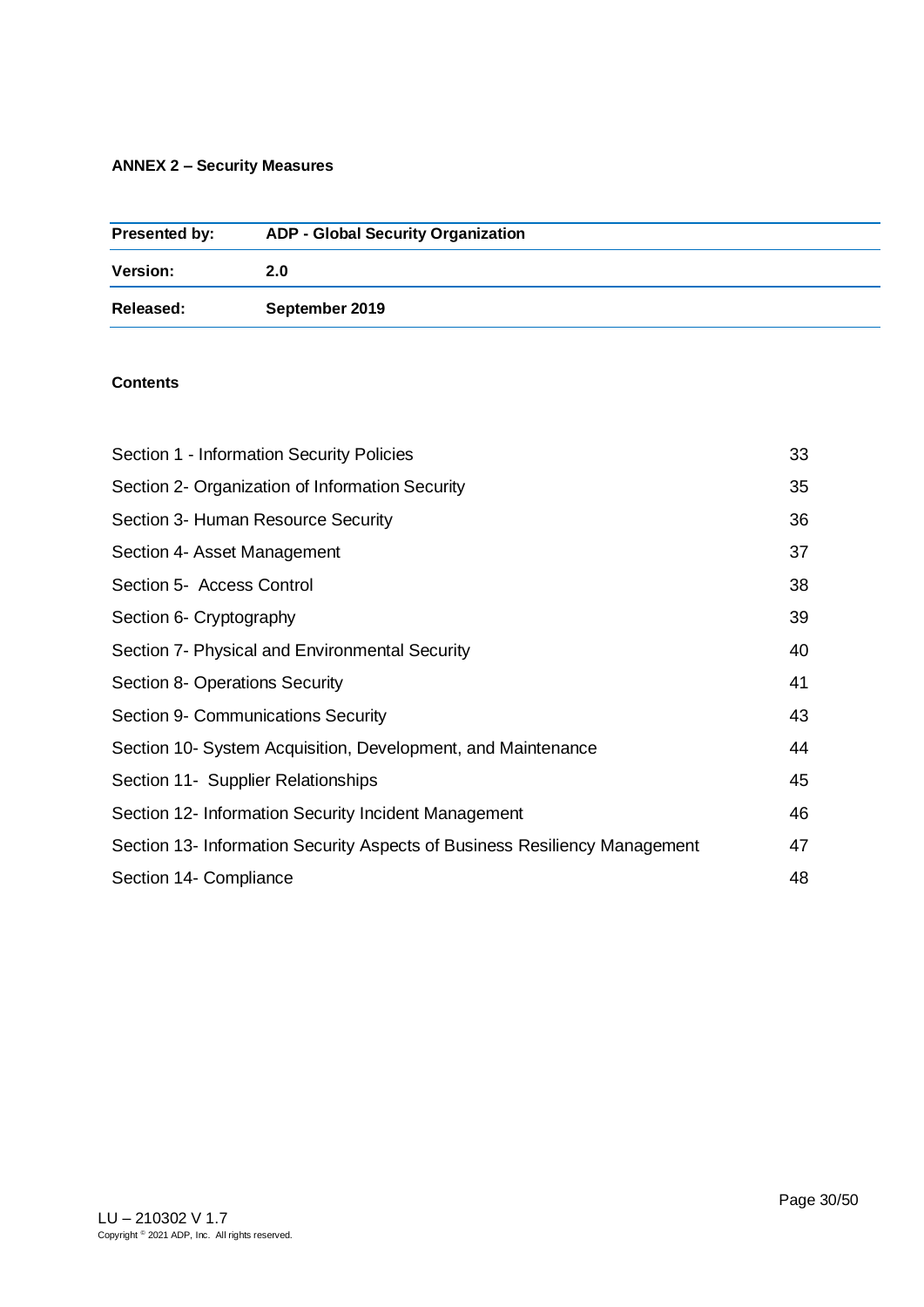## ANNEX 2 – Security Measures

| **Presented by:** | **ADP - Global Security Organization** |
|---|---|
| **Version:** | **2.0** |
| **Released:** | **September 2019** |

**Contents**

| | |
|---|---|
| Section 1 - Information Security Policies | 33 |
| Section 2- Organization of Information Security | 35 |
| Section 3- Human Resource Security | 36 |
| Section 4- Asset Management | 37 |
| Section 5- Access Control | 38 |
| Section 6- Cryptography | 39 |
| Section 7- Physical and Environmental Security | 40 |
| Section 8- Operations Security | 41 |
| Section 9- Communications Security | 43 |
| Section 10- System Acquisition, Development, and Maintenance | 44 |
| Section 11- Supplier Relationships | 45 |
| Section 12- Information Security Incident Management | 46 |
| Section 13- Information Security Aspects of Business Resiliency Management | 47 |
| Section 14- Compliance | 48 |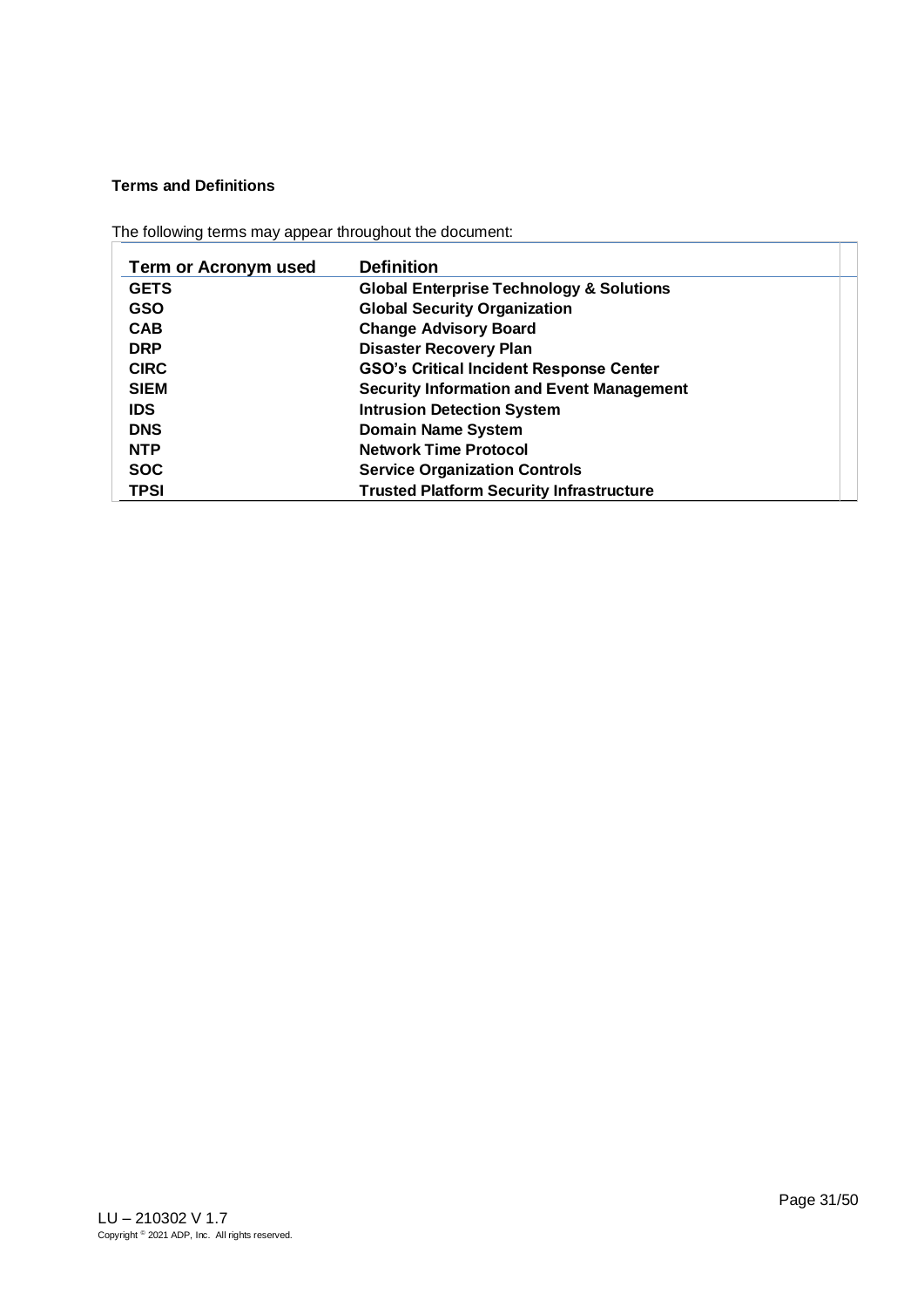**Terms and Definitions**

The following terms may appear throughout the document:

| Term or Acronym used | Definition |
|---|---|
| **GETS** | **Global Enterprise Technology & Solutions** |
| **GSO** | **Global Security Organization** |
| **CAB** | **Change Advisory Board** |
| **DRP** | **Disaster Recovery Plan** |
| **CIRC** | **GSO's Critical Incident Response Center** |
| **SIEM** | **Security Information and Event Management** |
| **IDS** | **Intrusion Detection System** |
| **DNS** | **Domain Name System** |
| **NTP** | **Network Time Protocol** |
| **SOC** | **Service Organization Controls** |
| **TPSI** | **Trusted Platform Security Infrastructure** |

LU – 210302 V 1.7
Copyright © 2021 ADP, Inc. All rights reserved.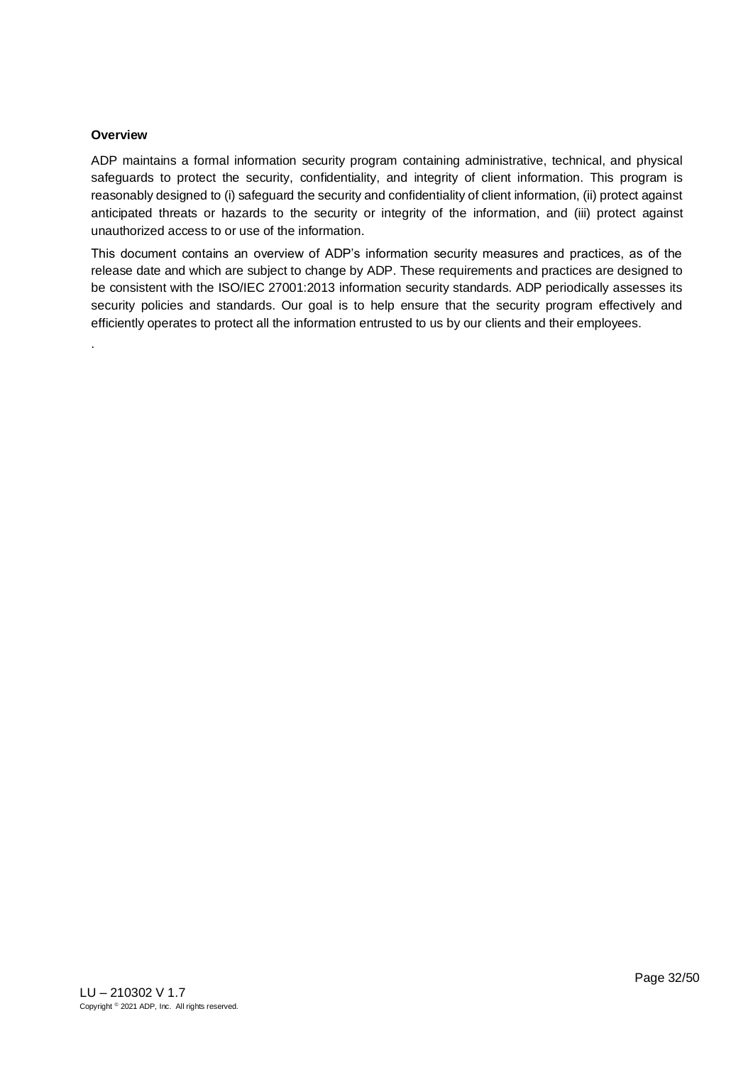**Overview**

ADP maintains a formal information security program containing administrative, technical, and physical safeguards to protect the security, confidentiality, and integrity of client information. This program is reasonably designed to (i) safeguard the security and confidentiality of client information, (ii) protect against anticipated threats or hazards to the security or integrity of the information, and (iii) protect against unauthorized access to or use of the information.

This document contains an overview of ADP's information security measures and practices, as of the release date and which are subject to change by ADP. These requirements and practices are designed to be consistent with the ISO/IEC 27001:2013 information security standards. ADP periodically assesses its security policies and standards. Our goal is to help ensure that the security program effectively and efficiently operates to protect all the information entrusted to us by our clients and their employees.

.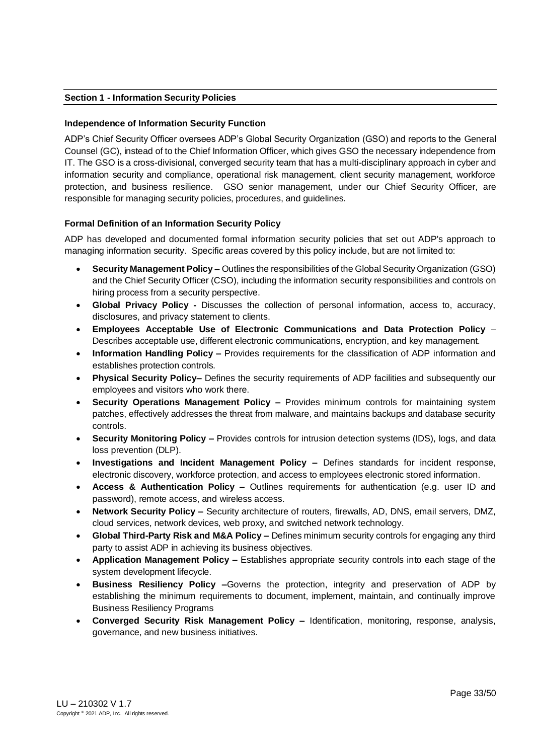## Section 1 - Information Security Policies

### Independence of Information Security Function

ADP's Chief Security Officer oversees ADP's Global Security Organization (GSO) and reports to the General Counsel (GC), instead of to the Chief Information Officer, which gives GSO the necessary independence from IT. The GSO is a cross-divisional, converged security team that has a multi-disciplinary approach in cyber and information security and compliance, operational risk management, client security management, workforce protection, and business resilience. GSO senior management, under our Chief Security Officer, are responsible for managing security policies, procedures, and guidelines.

### Formal Definition of an Information Security Policy

ADP has developed and documented formal information security policies that set out ADP's approach to managing information security. Specific areas covered by this policy include, but are not limited to:

- **Security Management Policy –** Outlines the responsibilities of the Global Security Organization (GSO) and the Chief Security Officer (CSO), including the information security responsibilities and controls on hiring process from a security perspective.
- **Global Privacy Policy -** Discusses the collection of personal information, access to, accuracy, disclosures, and privacy statement to clients.
- **Employees Acceptable Use of Electronic Communications and Data Protection Policy** – Describes acceptable use, different electronic communications, encryption, and key management.
- **Information Handling Policy –** Provides requirements for the classification of ADP information and establishes protection controls.
- **Physical Security Policy–** Defines the security requirements of ADP facilities and subsequently our employees and visitors who work there.
- **Security Operations Management Policy –** Provides minimum controls for maintaining system patches, effectively addresses the threat from malware, and maintains backups and database security controls.
- **Security Monitoring Policy –** Provides controls for intrusion detection systems (IDS), logs, and data loss prevention (DLP).
- **Investigations and Incident Management Policy –** Defines standards for incident response, electronic discovery, workforce protection, and access to employees electronic stored information.
- **Access & Authentication Policy –** Outlines requirements for authentication (e.g. user ID and password), remote access, and wireless access.
- **Network Security Policy –** Security architecture of routers, firewalls, AD, DNS, email servers, DMZ, cloud services, network devices, web proxy, and switched network technology.
- **Global Third-Party Risk and M&A Policy –** Defines minimum security controls for engaging any third party to assist ADP in achieving its business objectives.
- **Application Management Policy –** Establishes appropriate security controls into each stage of the system development lifecycle.
- **Business Resiliency Policy –**Governs the protection, integrity and preservation of ADP by establishing the minimum requirements to document, implement, maintain, and continually improve Business Resiliency Programs
- **Converged Security Risk Management Policy –** Identification, monitoring, response, analysis, governance, and new business initiatives.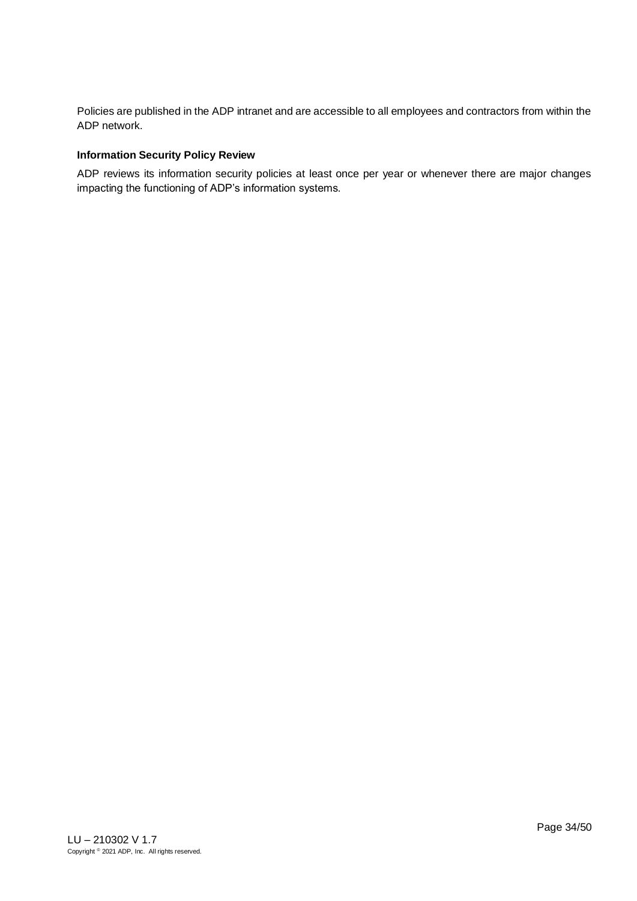Policies are published in the ADP intranet and are accessible to all employees and contractors from within the ADP network.

**Information Security Policy Review**

ADP reviews its information security policies at least once per year or whenever there are major changes impacting the functioning of ADP's information systems.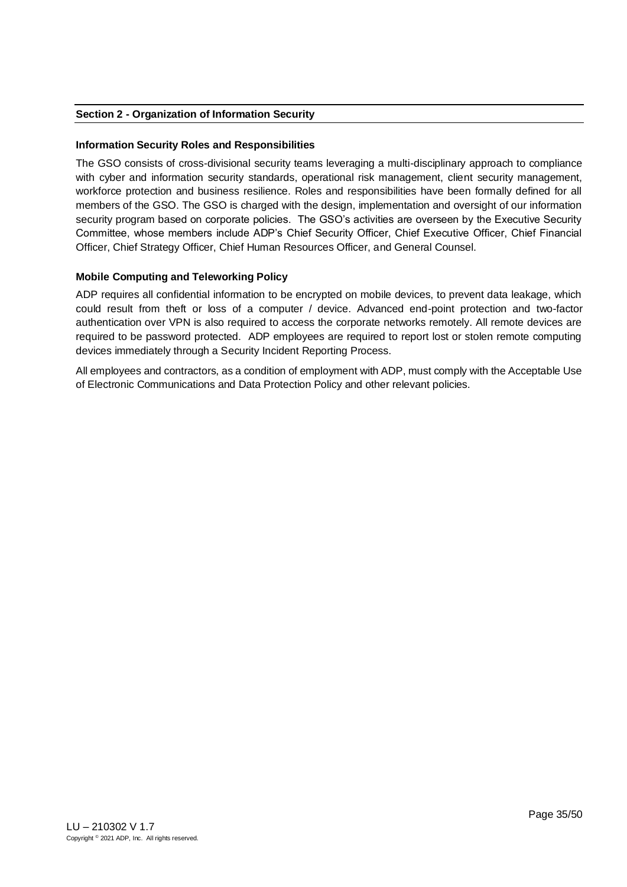## Section 2 - Organization of Information Security

### Information Security Roles and Responsibilities

The GSO consists of cross-divisional security teams leveraging a multi-disciplinary approach to compliance with cyber and information security standards, operational risk management, client security management, workforce protection and business resilience. Roles and responsibilities have been formally defined for all members of the GSO. The GSO is charged with the design, implementation and oversight of our information security program based on corporate policies. The GSO's activities are overseen by the Executive Security Committee, whose members include ADP's Chief Security Officer, Chief Executive Officer, Chief Financial Officer, Chief Strategy Officer, Chief Human Resources Officer, and General Counsel.

### Mobile Computing and Teleworking Policy

ADP requires all confidential information to be encrypted on mobile devices, to prevent data leakage, which could result from theft or loss of a computer / device. Advanced end-point protection and two-factor authentication over VPN is also required to access the corporate networks remotely. All remote devices are required to be password protected. ADP employees are required to report lost or stolen remote computing devices immediately through a Security Incident Reporting Process.

All employees and contractors, as a condition of employment with ADP, must comply with the Acceptable Use of Electronic Communications and Data Protection Policy and other relevant policies.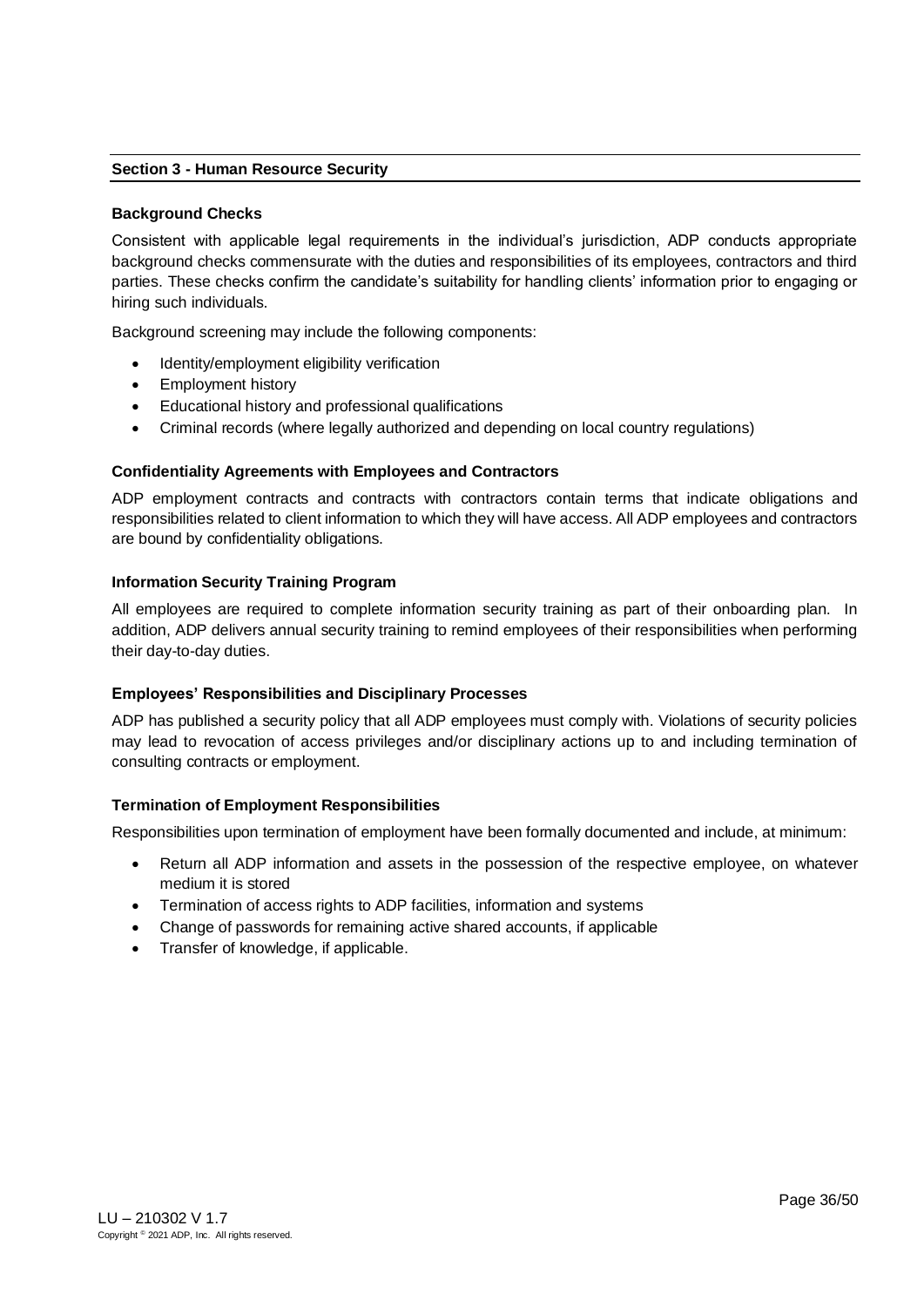## Section 3 - Human Resource Security

### Background Checks

Consistent with applicable legal requirements in the individual's jurisdiction, ADP conducts appropriate background checks commensurate with the duties and responsibilities of its employees, contractors and third parties. These checks confirm the candidate's suitability for handling clients' information prior to engaging or hiring such individuals.

Background screening may include the following components:

- Identity/employment eligibility verification
- Employment history
- Educational history and professional qualifications
- Criminal records (where legally authorized and depending on local country regulations)

### Confidentiality Agreements with Employees and Contractors

ADP employment contracts and contracts with contractors contain terms that indicate obligations and responsibilities related to client information to which they will have access. All ADP employees and contractors are bound by confidentiality obligations.

### Information Security Training Program

All employees are required to complete information security training as part of their onboarding plan. In addition, ADP delivers annual security training to remind employees of their responsibilities when performing their day-to-day duties.

### Employees' Responsibilities and Disciplinary Processes

ADP has published a security policy that all ADP employees must comply with. Violations of security policies may lead to revocation of access privileges and/or disciplinary actions up to and including termination of consulting contracts or employment.

### Termination of Employment Responsibilities

Responsibilities upon termination of employment have been formally documented and include, at minimum:

- Return all ADP information and assets in the possession of the respective employee, on whatever medium it is stored
- Termination of access rights to ADP facilities, information and systems
- Change of passwords for remaining active shared accounts, if applicable
- Transfer of knowledge, if applicable.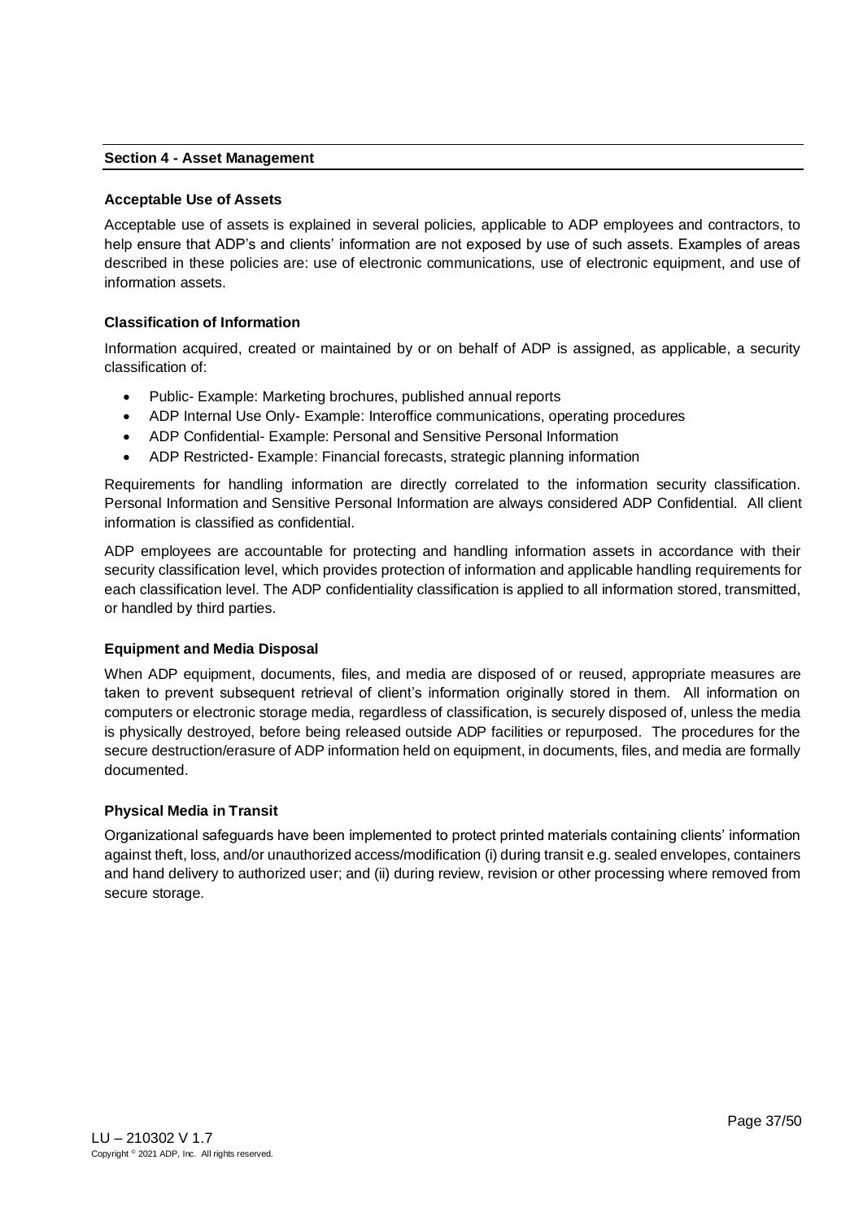## Section 4 - Asset Management

### Acceptable Use of Assets

Acceptable use of assets is explained in several policies, applicable to ADP employees and contractors, to help ensure that ADP's and clients' information are not exposed by use of such assets. Examples of areas described in these policies are: use of electronic communications, use of electronic equipment, and use of information assets.

### Classification of Information

Information acquired, created or maintained by or on behalf of ADP is assigned, as applicable, a security classification of:

- Public- Example: Marketing brochures, published annual reports
- ADP Internal Use Only- Example: Interoffice communications, operating procedures
- ADP Confidential- Example: Personal and Sensitive Personal Information
- ADP Restricted- Example: Financial forecasts, strategic planning information

Requirements for handling information are directly correlated to the information security classification. Personal Information and Sensitive Personal Information are always considered ADP Confidential. All client information is classified as confidential.

ADP employees are accountable for protecting and handling information assets in accordance with their security classification level, which provides protection of information and applicable handling requirements for each classification level. The ADP confidentiality classification is applied to all information stored, transmitted, or handled by third parties.

### Equipment and Media Disposal

When ADP equipment, documents, files, and media are disposed of or reused, appropriate measures are taken to prevent subsequent retrieval of client's information originally stored in them. All information on computers or electronic storage media, regardless of classification, is securely disposed of, unless the media is physically destroyed, before being released outside ADP facilities or repurposed. The procedures for the secure destruction/erasure of ADP information held on equipment, in documents, files, and media are formally documented.

### Physical Media in Transit

Organizational safeguards have been implemented to protect printed materials containing clients' information against theft, loss, and/or unauthorized access/modification (i) during transit e.g. sealed envelopes, containers and hand delivery to authorized user; and (ii) during review, revision or other processing where removed from secure storage.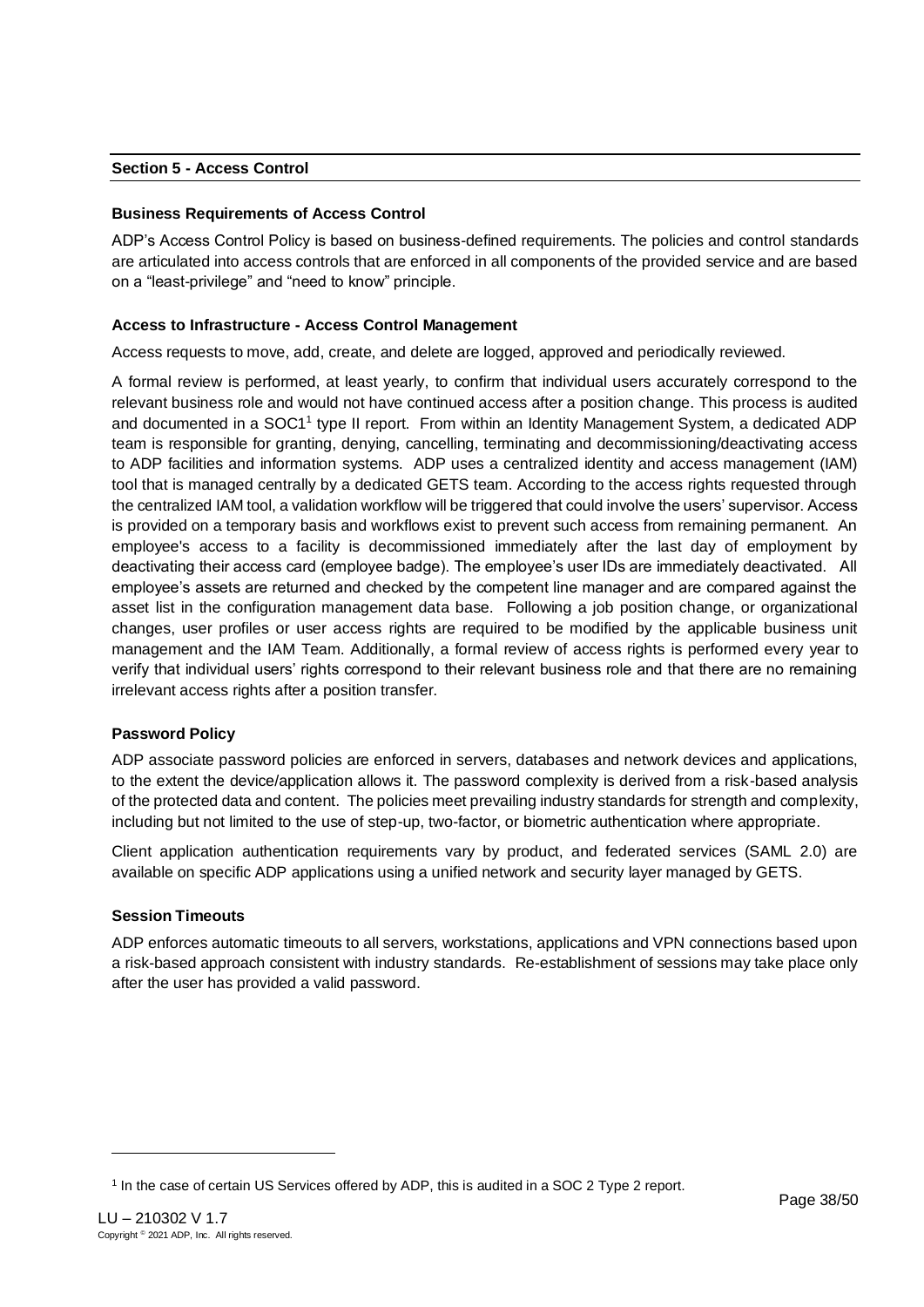## Section 5 - Access Control

### Business Requirements of Access Control

ADP's Access Control Policy is based on business-defined requirements. The policies and control standards are articulated into access controls that are enforced in all components of the provided service and are based on a "least-privilege" and "need to know" principle.

### Access to Infrastructure - Access Control Management

Access requests to move, add, create, and delete are logged, approved and periodically reviewed.

A formal review is performed, at least yearly, to confirm that individual users accurately correspond to the relevant business role and would not have continued access after a position change. This process is audited and documented in a SOC1[1] type II report. From within an Identity Management System, a dedicated ADP team is responsible for granting, denying, cancelling, terminating and decommissioning/deactivating access to ADP facilities and information systems. ADP uses a centralized identity and access management (IAM) tool that is managed centrally by a dedicated GETS team. According to the access rights requested through the centralized IAM tool, a validation workflow will be triggered that could involve the users' supervisor. Access is provided on a temporary basis and workflows exist to prevent such access from remaining permanent. An employee's access to a facility is decommissioned immediately after the last day of employment by deactivating their access card (employee badge). The employee's user IDs are immediately deactivated. All employee's assets are returned and checked by the competent line manager and are compared against the asset list in the configuration management data base. Following a job position change, or organizational changes, user profiles or user access rights are required to be modified by the applicable business unit management and the IAM Team. Additionally, a formal review of access rights is performed every year to verify that individual users' rights correspond to their relevant business role and that there are no remaining irrelevant access rights after a position transfer.

### Password Policy

ADP associate password policies are enforced in servers, databases and network devices and applications, to the extent the device/application allows it. The password complexity is derived from a risk-based analysis of the protected data and content. The policies meet prevailing industry standards for strength and complexity, including but not limited to the use of step-up, two-factor, or biometric authentication where appropriate.

Client application authentication requirements vary by product, and federated services (SAML 2.0) are available on specific ADP applications using a unified network and security layer managed by GETS.

### Session Timeouts

ADP enforces automatic timeouts to all servers, workstations, applications and VPN connections based upon a risk-based approach consistent with industry standards. Re-establishment of sessions may take place only after the user has provided a valid password.

---

[1] In the case of certain US Services offered by ADP, this is audited in a SOC 2 Type 2 report.

LU – 210302 V 1.7
Copyright © 2021 ADP, Inc. All rights reserved.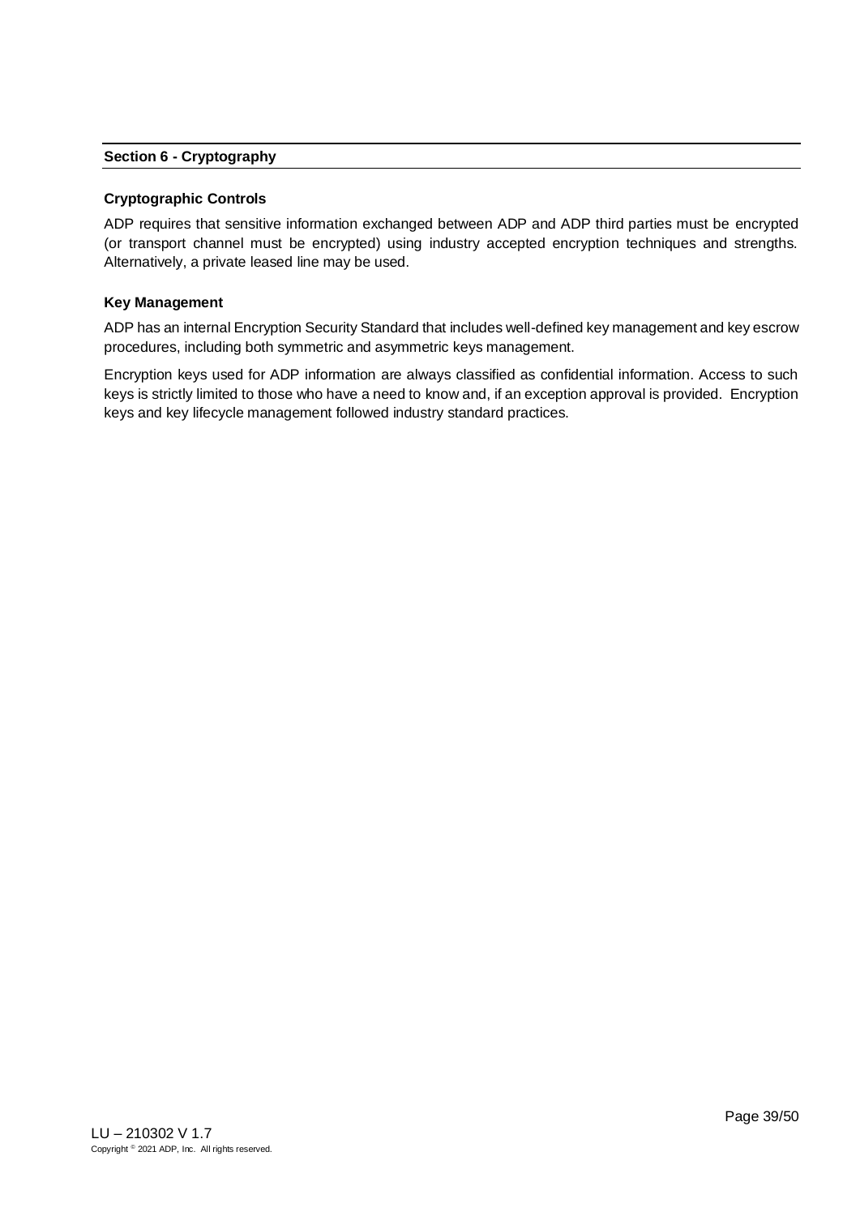## Section 6 - Cryptography

### Cryptographic Controls

ADP requires that sensitive information exchanged between ADP and ADP third parties must be encrypted (or transport channel must be encrypted) using industry accepted encryption techniques and strengths. Alternatively, a private leased line may be used.

### Key Management

ADP has an internal Encryption Security Standard that includes well-defined key management and key escrow procedures, including both symmetric and asymmetric keys management.

Encryption keys used for ADP information are always classified as confidential information. Access to such keys is strictly limited to those who have a need to know and, if an exception approval is provided. Encryption keys and key lifecycle management followed industry standard practices.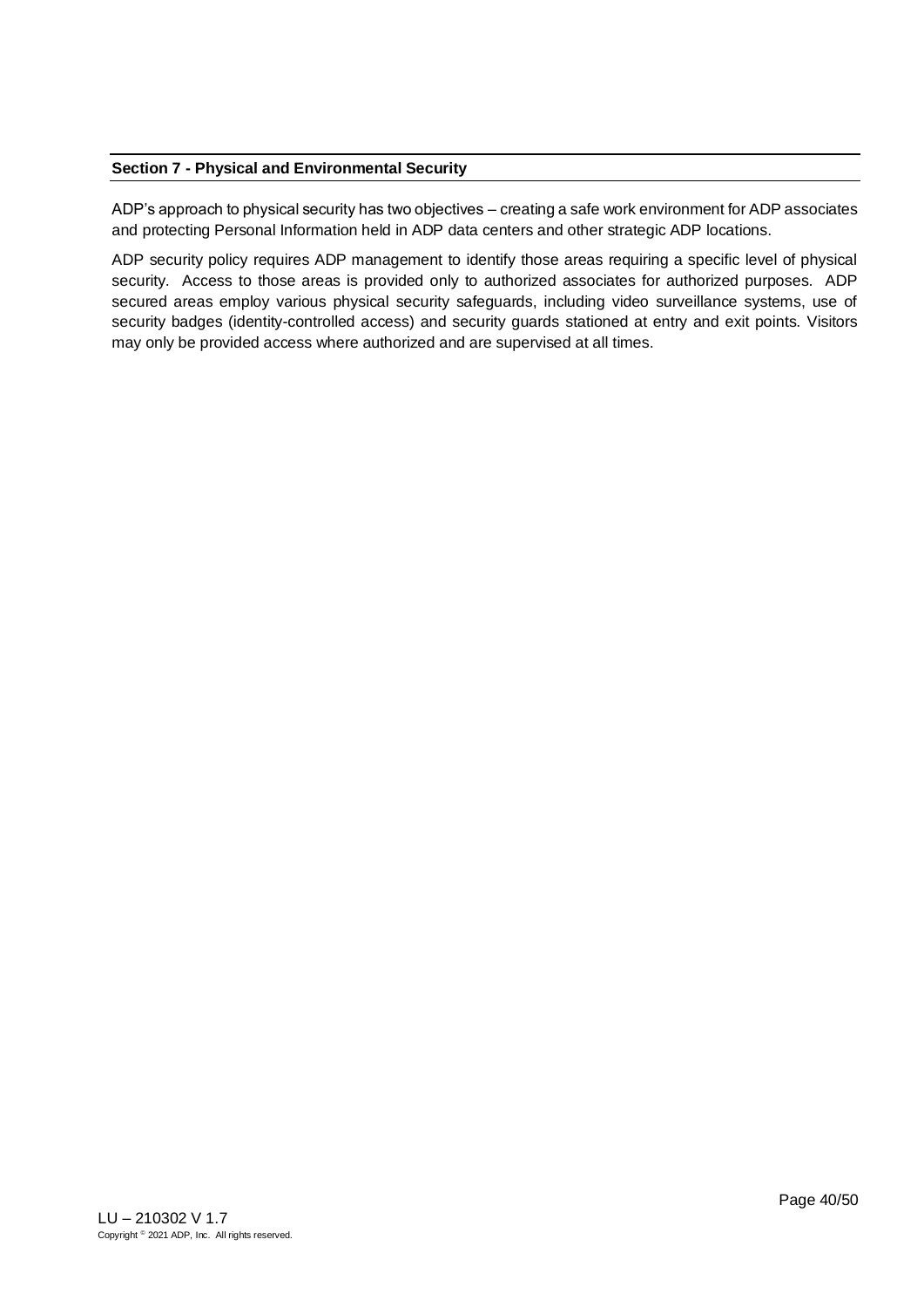## Section 7 - Physical and Environmental Security

ADP's approach to physical security has two objectives – creating a safe work environment for ADP associates and protecting Personal Information held in ADP data centers and other strategic ADP locations.

ADP security policy requires ADP management to identify those areas requiring a specific level of physical security. Access to those areas is provided only to authorized associates for authorized purposes. ADP secured areas employ various physical security safeguards, including video surveillance systems, use of security badges (identity-controlled access) and security guards stationed at entry and exit points. Visitors may only be provided access where authorized and are supervised at all times.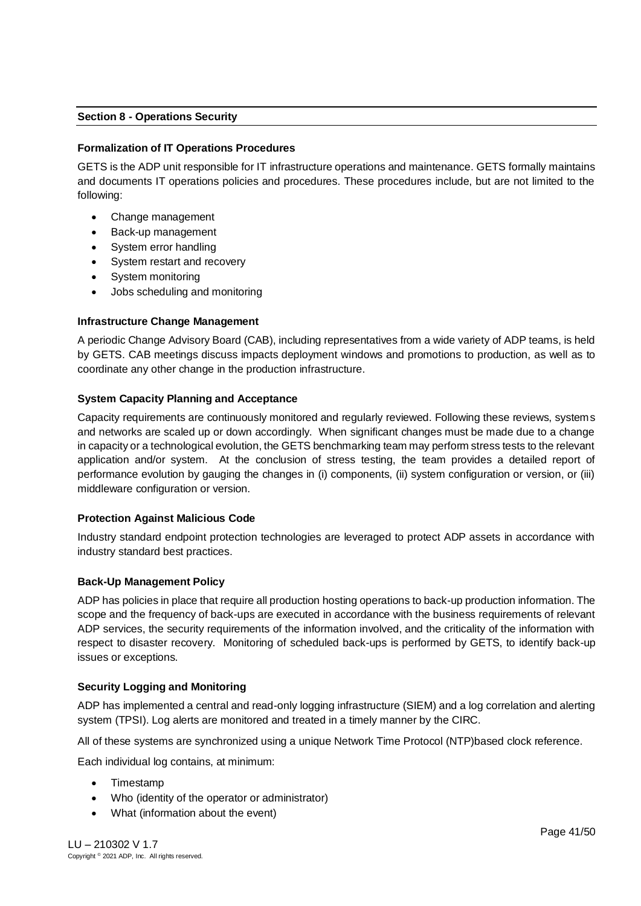## Section 8 - Operations Security

### Formalization of IT Operations Procedures

GETS is the ADP unit responsible for IT infrastructure operations and maintenance. GETS formally maintains and documents IT operations policies and procedures. These procedures include, but are not limited to the following:

- Change management
- Back-up management
- System error handling
- System restart and recovery
- System monitoring
- Jobs scheduling and monitoring

### Infrastructure Change Management

A periodic Change Advisory Board (CAB), including representatives from a wide variety of ADP teams, is held by GETS. CAB meetings discuss impacts deployment windows and promotions to production, as well as to coordinate any other change in the production infrastructure.

### System Capacity Planning and Acceptance

Capacity requirements are continuously monitored and regularly reviewed. Following these reviews, systems and networks are scaled up or down accordingly. When significant changes must be made due to a change in capacity or a technological evolution, the GETS benchmarking team may perform stress tests to the relevant application and/or system. At the conclusion of stress testing, the team provides a detailed report of performance evolution by gauging the changes in (i) components, (ii) system configuration or version, or (iii) middleware configuration or version.

### Protection Against Malicious Code

Industry standard endpoint protection technologies are leveraged to protect ADP assets in accordance with industry standard best practices.

### Back-Up Management Policy

ADP has policies in place that require all production hosting operations to back-up production information. The scope and the frequency of back-ups are executed in accordance with the business requirements of relevant ADP services, the security requirements of the information involved, and the criticality of the information with respect to disaster recovery. Monitoring of scheduled back-ups is performed by GETS, to identify back-up issues or exceptions.

### Security Logging and Monitoring

ADP has implemented a central and read-only logging infrastructure (SIEM) and a log correlation and alerting system (TPSI). Log alerts are monitored and treated in a timely manner by the CIRC.

All of these systems are synchronized using a unique Network Time Protocol (NTP)based clock reference.

Each individual log contains, at minimum:

- Timestamp
- Who (identity of the operator or administrator)
- What (information about the event)

LU – 210302 V 1.7
Copyright © 2021 ADP, Inc. All rights reserved.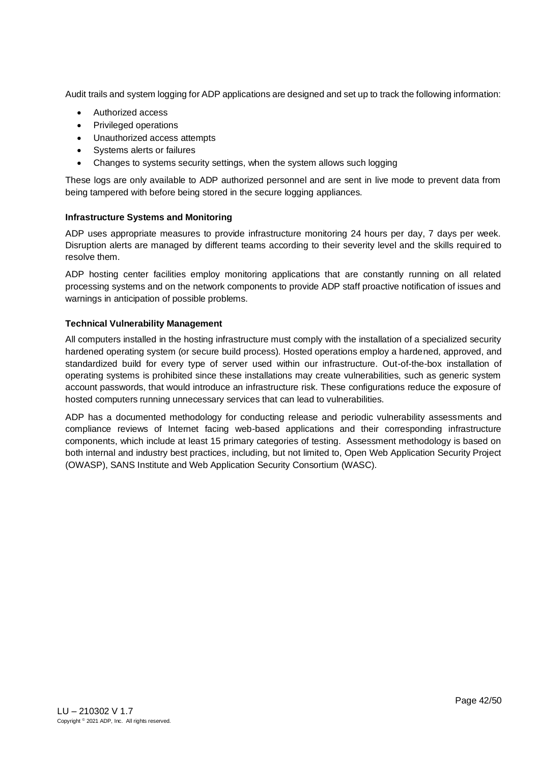Audit trails and system logging for ADP applications are designed and set up to track the following information:

- Authorized access
- Privileged operations
- Unauthorized access attempts
- Systems alerts or failures
- Changes to systems security settings, when the system allows such logging

These logs are only available to ADP authorized personnel and are sent in live mode to prevent data from being tampered with before being stored in the secure logging appliances.

**Infrastructure Systems and Monitoring**

ADP uses appropriate measures to provide infrastructure monitoring 24 hours per day, 7 days per week. Disruption alerts are managed by different teams according to their severity level and the skills required to resolve them.

ADP hosting center facilities employ monitoring applications that are constantly running on all related processing systems and on the network components to provide ADP staff proactive notification of issues and warnings in anticipation of possible problems.

**Technical Vulnerability Management**

All computers installed in the hosting infrastructure must comply with the installation of a specialized security hardened operating system (or secure build process). Hosted operations employ a hardened, approved, and standardized build for every type of server used within our infrastructure. Out-of-the-box installation of operating systems is prohibited since these installations may create vulnerabilities, such as generic system account passwords, that would introduce an infrastructure risk. These configurations reduce the exposure of hosted computers running unnecessary services that can lead to vulnerabilities.

ADP has a documented methodology for conducting release and periodic vulnerability assessments and compliance reviews of Internet facing web-based applications and their corresponding infrastructure components, which include at least 15 primary categories of testing. Assessment methodology is based on both internal and industry best practices, including, but not limited to, Open Web Application Security Project (OWASP), SANS Institute and Web Application Security Consortium (WASC).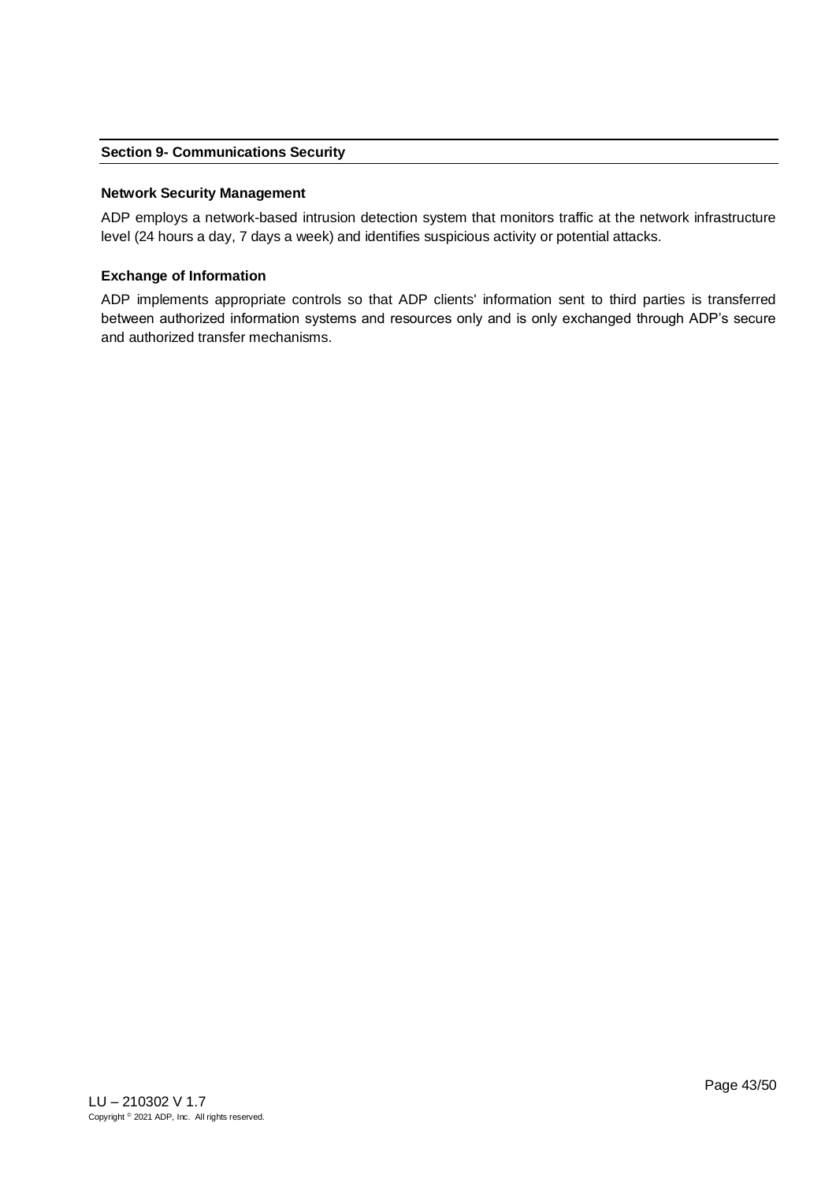## Section 9- Communications Security

### Network Security Management

ADP employs a network-based intrusion detection system that monitors traffic at the network infrastructure level (24 hours a day, 7 days a week) and identifies suspicious activity or potential attacks.

### Exchange of Information

ADP implements appropriate controls so that ADP clients' information sent to third parties is transferred between authorized information systems and resources only and is only exchanged through ADP's secure and authorized transfer mechanisms.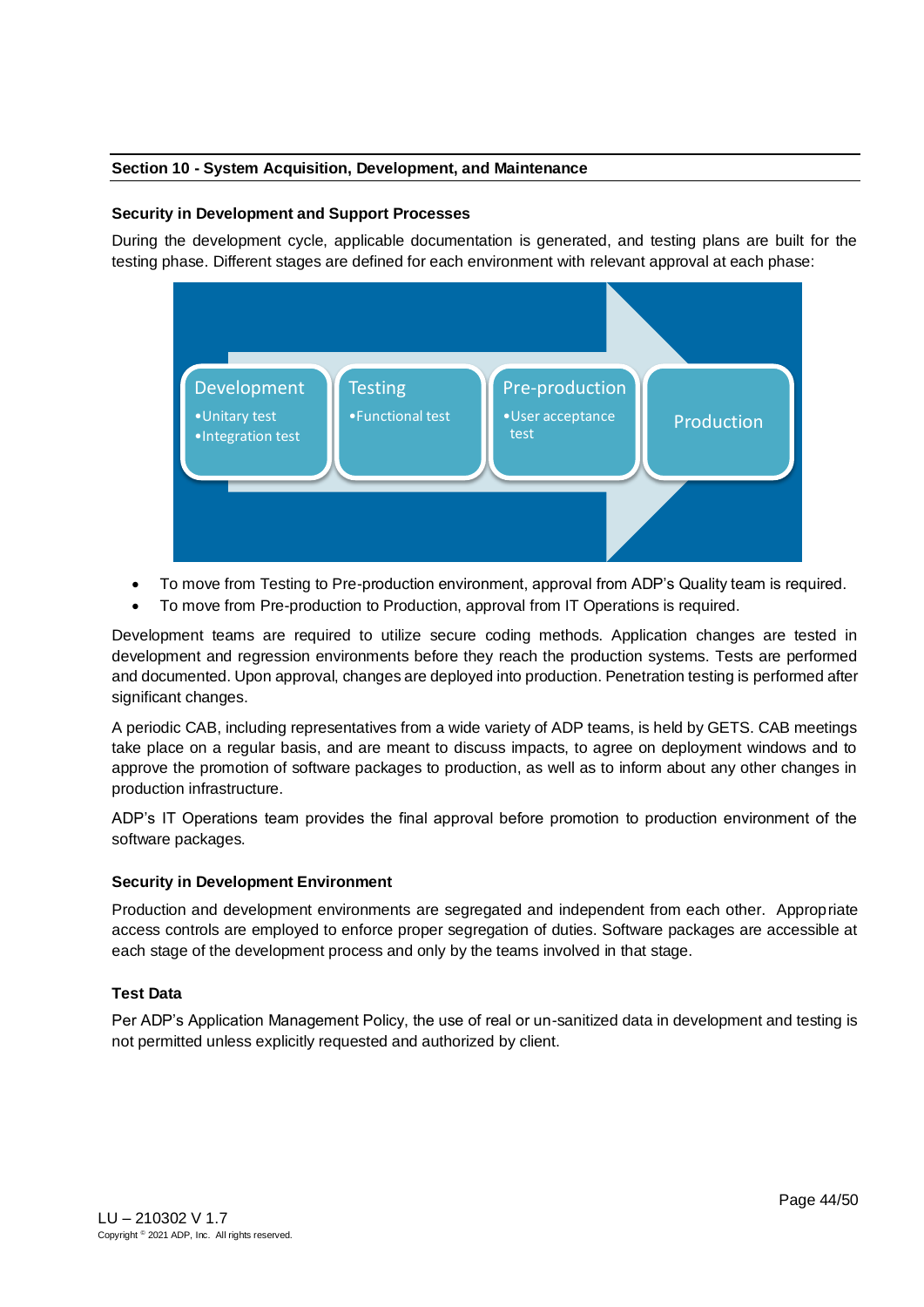## Section 10 - System Acquisition, Development, and Maintenance

### Security in Development and Support Processes

During the development cycle, applicable documentation is generated, and testing plans are built for the testing phase. Different stages are defined for each environment with relevant approval at each phase:

Development
- Unitary test
- Integration test

Testing
- Functional test

Pre-production
- User acceptance test

Production

- To move from Testing to Pre-production environment, approval from ADP's Quality team is required.
- To move from Pre-production to Production, approval from IT Operations is required.

Development teams are required to utilize secure coding methods. Application changes are tested in development and regression environments before they reach the production systems. Tests are performed and documented. Upon approval, changes are deployed into production. Penetration testing is performed after significant changes.

A periodic CAB, including representatives from a wide variety of ADP teams, is held by GETS. CAB meetings take place on a regular basis, and are meant to discuss impacts, to agree on deployment windows and to approve the promotion of software packages to production, as well as to inform about any other changes in production infrastructure.

ADP's IT Operations team provides the final approval before promotion to production environment of the software packages.

### Security in Development Environment

Production and development environments are segregated and independent from each other. Appropriate access controls are employed to enforce proper segregation of duties. Software packages are accessible at each stage of the development process and only by the teams involved in that stage.

### Test Data

Per ADP's Application Management Policy, the use of real or un-sanitized data in development and testing is not permitted unless explicitly requested and authorized by client.

LU – 210302 V 1.7
Copyright © 2021 ADP, Inc. All rights reserved.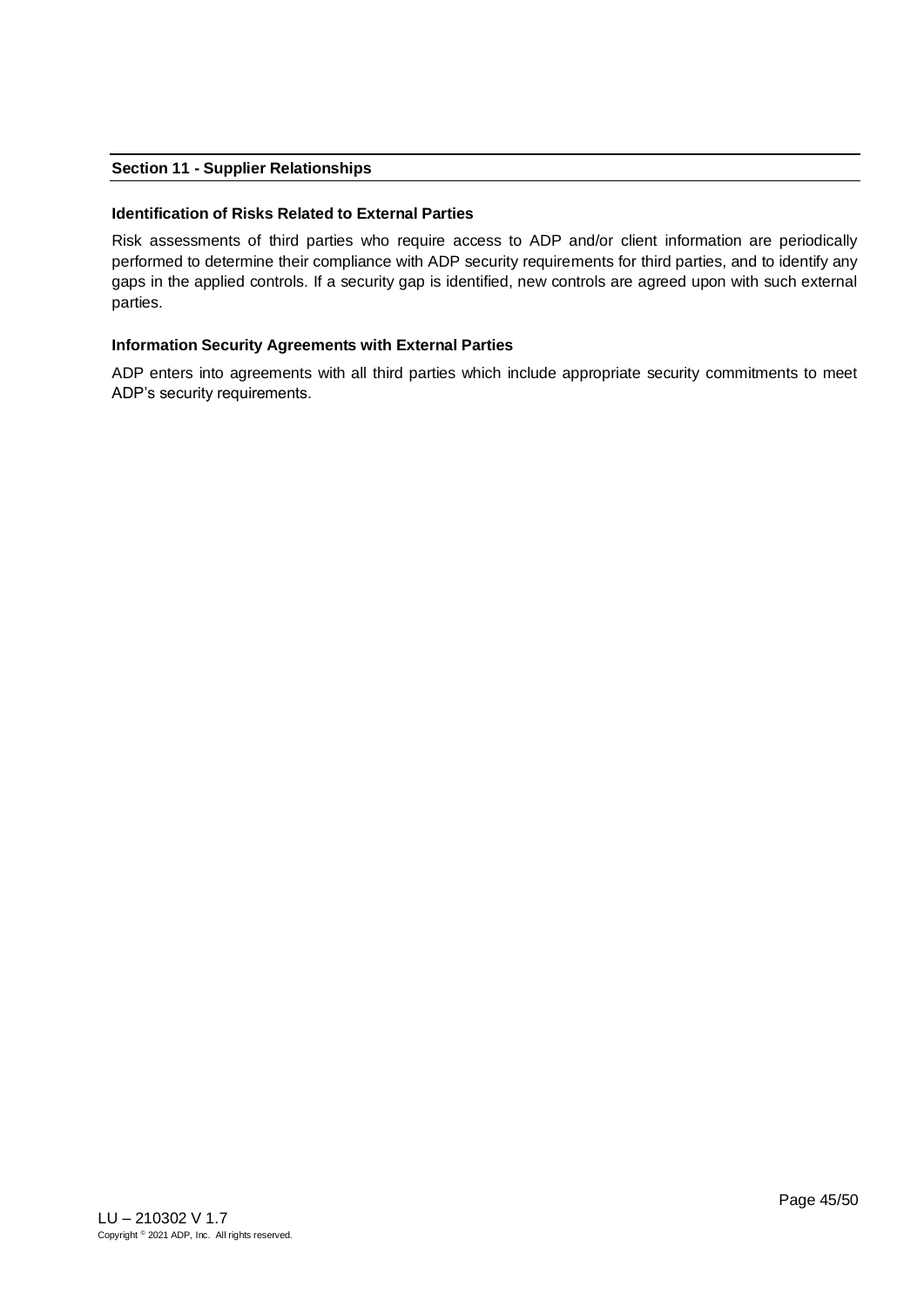## Section 11 - Supplier Relationships

### Identification of Risks Related to External Parties

Risk assessments of third parties who require access to ADP and/or client information are periodically performed to determine their compliance with ADP security requirements for third parties, and to identify any gaps in the applied controls. If a security gap is identified, new controls are agreed upon with such external parties.

### Information Security Agreements with External Parties

ADP enters into agreements with all third parties which include appropriate security commitments to meet ADP's security requirements.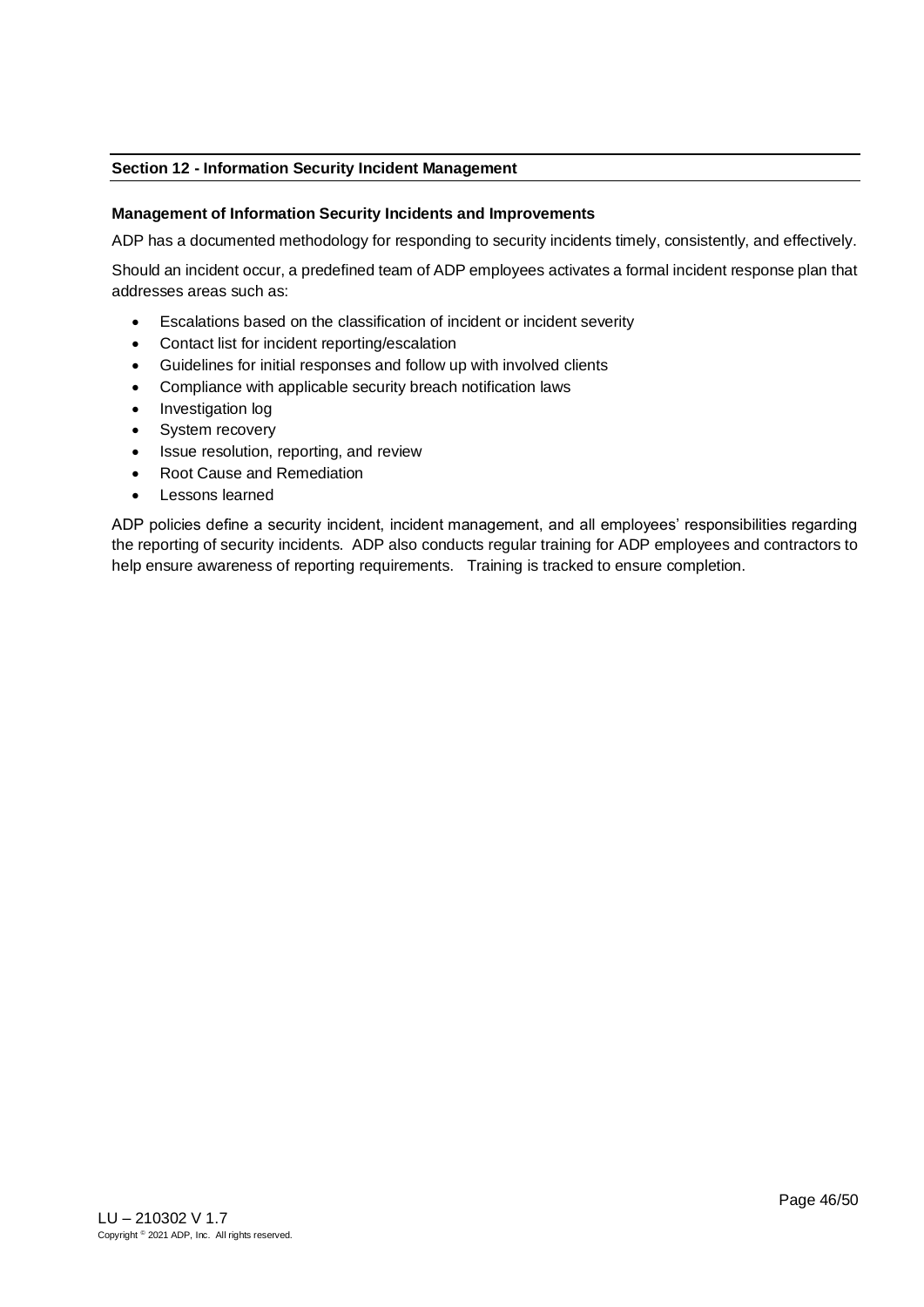## Section 12 - Information Security Incident Management

### Management of Information Security Incidents and Improvements

ADP has a documented methodology for responding to security incidents timely, consistently, and effectively.

Should an incident occur, a predefined team of ADP employees activates a formal incident response plan that addresses areas such as:

- Escalations based on the classification of incident or incident severity
- Contact list for incident reporting/escalation
- Guidelines for initial responses and follow up with involved clients
- Compliance with applicable security breach notification laws
- Investigation log
- System recovery
- Issue resolution, reporting, and review
- Root Cause and Remediation
- Lessons learned

ADP policies define a security incident, incident management, and all employees' responsibilities regarding the reporting of security incidents. ADP also conducts regular training for ADP employees and contractors to help ensure awareness of reporting requirements. Training is tracked to ensure completion.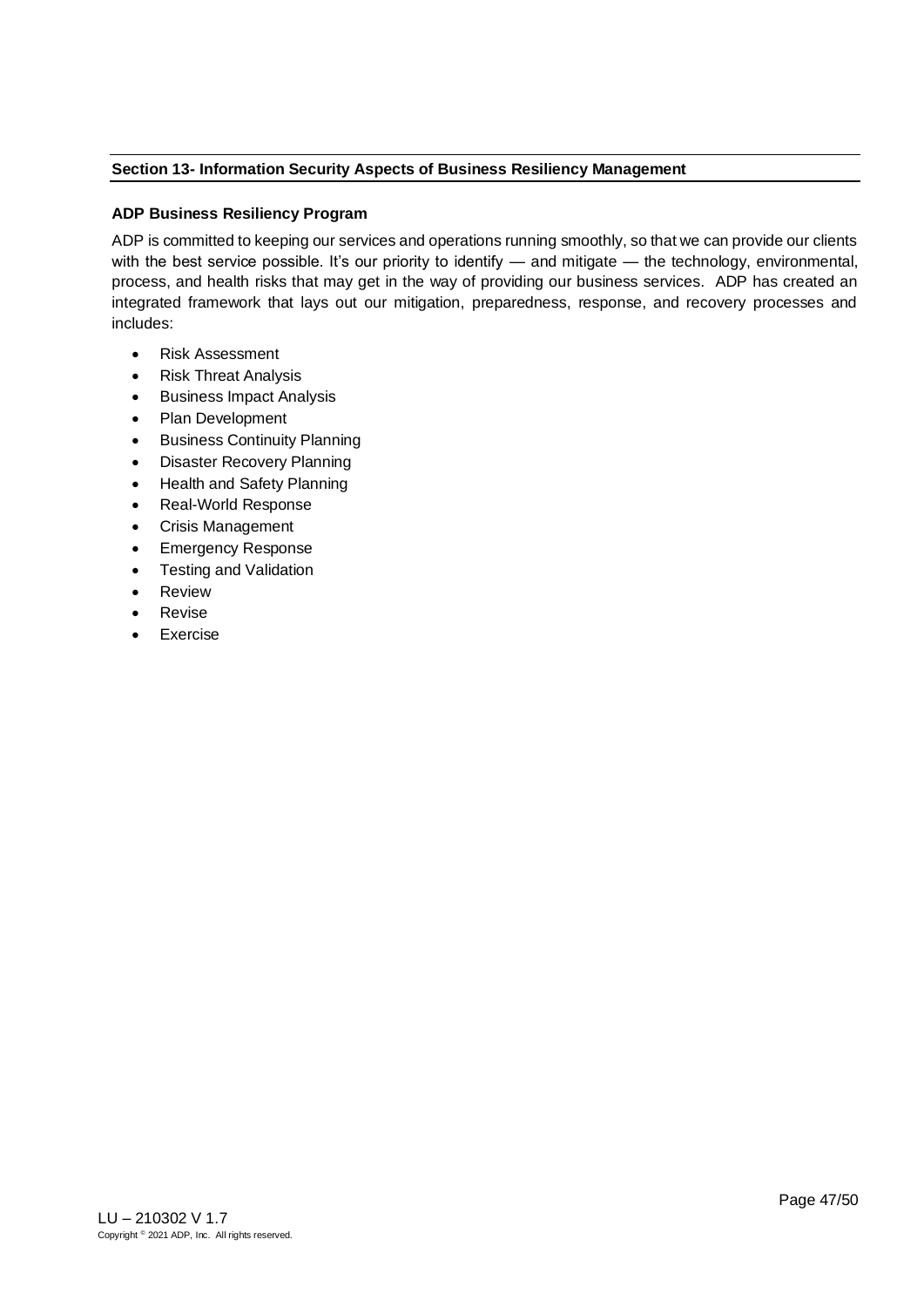## Section 13- Information Security Aspects of Business Resiliency Management

### ADP Business Resiliency Program

ADP is committed to keeping our services and operations running smoothly, so that we can provide our clients with the best service possible. It's our priority to identify — and mitigate — the technology, environmental, process, and health risks that may get in the way of providing our business services. ADP has created an integrated framework that lays out our mitigation, preparedness, response, and recovery processes and includes:

- Risk Assessment
- Risk Threat Analysis
- Business Impact Analysis
- Plan Development
- Business Continuity Planning
- Disaster Recovery Planning
- Health and Safety Planning
- Real-World Response
- Crisis Management
- Emergency Response
- Testing and Validation
- Review
- Revise
- Exercise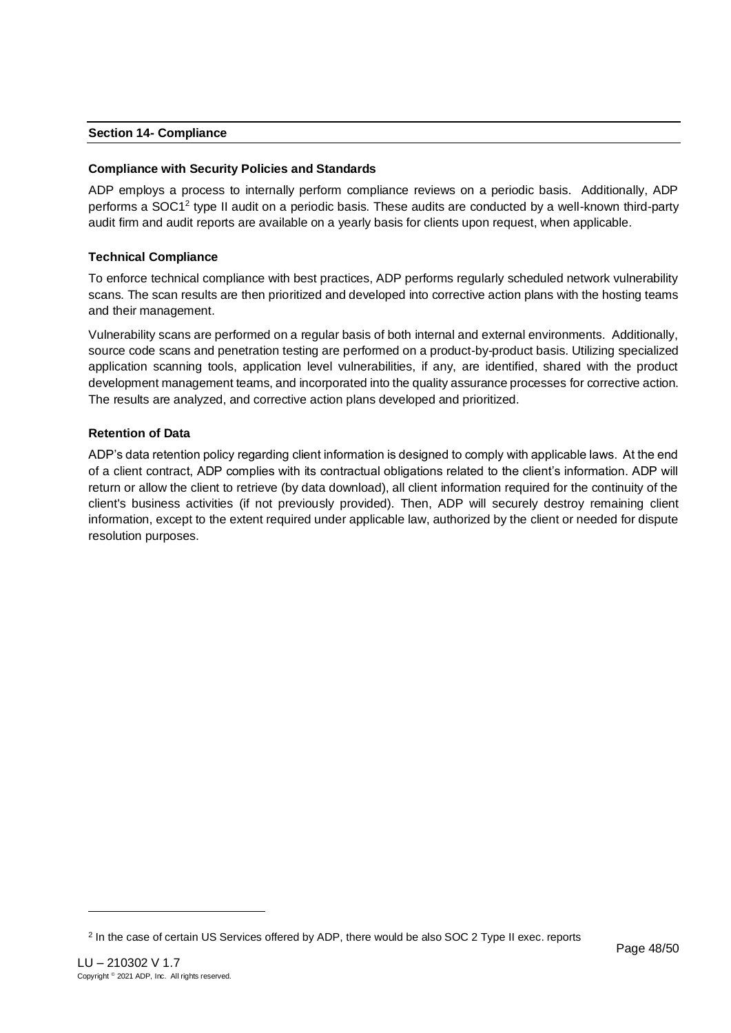## Section 14- Compliance

### Compliance with Security Policies and Standards

ADP employs a process to internally perform compliance reviews on a periodic basis. Additionally, ADP performs a SOC1[2] type II audit on a periodic basis. These audits are conducted by a well-known third-party audit firm and audit reports are available on a yearly basis for clients upon request, when applicable.

### Technical Compliance

To enforce technical compliance with best practices, ADP performs regularly scheduled network vulnerability scans. The scan results are then prioritized and developed into corrective action plans with the hosting teams and their management.

Vulnerability scans are performed on a regular basis of both internal and external environments. Additionally, source code scans and penetration testing are performed on a product-by-product basis. Utilizing specialized application scanning tools, application level vulnerabilities, if any, are identified, shared with the product development management teams, and incorporated into the quality assurance processes for corrective action. The results are analyzed, and corrective action plans developed and prioritized.

### Retention of Data

ADP's data retention policy regarding client information is designed to comply with applicable laws. At the end of a client contract, ADP complies with its contractual obligations related to the client's information. ADP will return or allow the client to retrieve (by data download), all client information required for the continuity of the client's business activities (if not previously provided). Then, ADP will securely destroy remaining client information, except to the extent required under applicable law, authorized by the client or needed for dispute resolution purposes.

---

[2] In the case of certain US Services offered by ADP, there would be also SOC 2 Type II exec. reports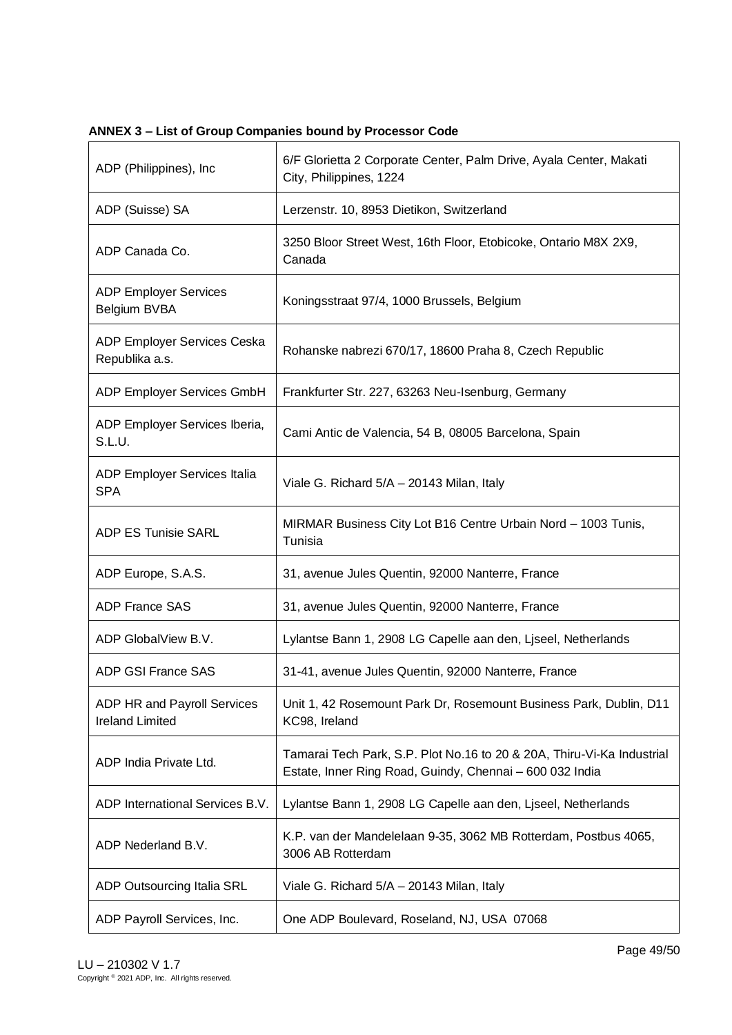**ANNEX 3 – List of Group Companies bound by Processor Code**

| | |
|---|---|
| ADP (Philippines), Inc | 6/F Glorietta 2 Corporate Center, Palm Drive, Ayala Center, Makati City, Philippines, 1224 |
| ADP (Suisse) SA | Lerzenstr. 10, 8953 Dietikon, Switzerland |
| ADP Canada Co. | 3250 Bloor Street West, 16th Floor, Etobicoke, Ontario M8X 2X9, Canada |
| ADP Employer Services Belgium BVBA | Koningsstraat 97/4, 1000 Brussels, Belgium |
| ADP Employer Services Ceska Republika a.s. | Rohanske nabrezi 670/17, 18600 Praha 8, Czech Republic |
| ADP Employer Services GmbH | Frankfurter Str. 227, 63263 Neu-Isenburg, Germany |
| ADP Employer Services Iberia, S.L.U. | Cami Antic de Valencia, 54 B, 08005 Barcelona, Spain |
| ADP Employer Services Italia SPA | Viale G. Richard 5/A – 20143 Milan, Italy |
| ADP ES Tunisie SARL | MIRMAR Business City Lot B16 Centre Urbain Nord – 1003 Tunis, Tunisia |
| ADP Europe, S.A.S. | 31, avenue Jules Quentin, 92000 Nanterre, France |
| ADP France SAS | 31, avenue Jules Quentin, 92000 Nanterre, France |
| ADP GlobalView B.V. | Lylantse Bann 1, 2908 LG Capelle aan den, Ljseel, Netherlands |
| ADP GSI France SAS | 31-41, avenue Jules Quentin, 92000 Nanterre, France |
| ADP HR and Payroll Services Ireland Limited | Unit 1, 42 Rosemount Park Dr, Rosemount Business Park, Dublin, D11 KC98, Ireland |
| ADP India Private Ltd. | Tamarai Tech Park, S.P. Plot No.16 to 20 & 20A, Thiru-Vi-Ka Industrial Estate, Inner Ring Road, Guindy, Chennai – 600 032 India |
| ADP International Services B.V. | Lylantse Bann 1, 2908 LG Capelle aan den, Ljseel, Netherlands |
| ADP Nederland B.V. | K.P. van der Mandelelaan 9-35, 3062 MB Rotterdam, Postbus 4065, 3006 AB Rotterdam |
| ADP Outsourcing Italia SRL | Viale G. Richard 5/A – 20143 Milan, Italy |
| ADP Payroll Services, Inc. | One ADP Boulevard, Roseland, NJ, USA 07068 |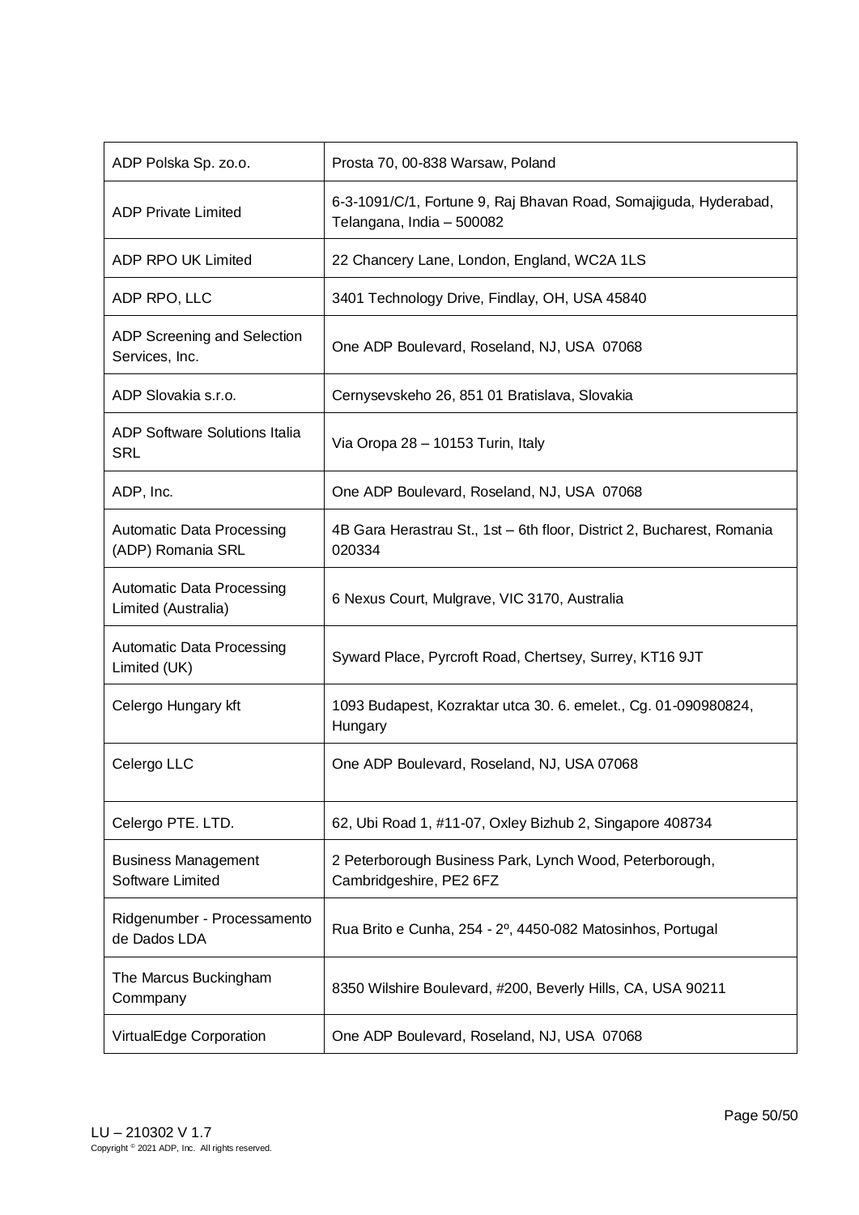| | |
|---|---|
| ADP Polska Sp. zo.o. | Prosta 70, 00-838 Warsaw, Poland |
| ADP Private Limited | 6-3-1091/C/1, Fortune 9, Raj Bhavan Road, Somajiguda, Hyderabad, Telangana, India – 500082 |
| ADP RPO UK Limited | 22 Chancery Lane, London, England, WC2A 1LS |
| ADP RPO, LLC | 3401 Technology Drive, Findlay, OH, USA 45840 |
| ADP Screening and Selection Services, Inc. | One ADP Boulevard, Roseland, NJ, USA 07068 |
| ADP Slovakia s.r.o. | Cernysevskeho 26, 851 01 Bratislava, Slovakia |
| ADP Software Solutions Italia SRL | Via Oropa 28 – 10153 Turin, Italy |
| ADP, Inc. | One ADP Boulevard, Roseland, NJ, USA 07068 |
| Automatic Data Processing (ADP) Romania SRL | 4B Gara Herastrau St., 1st – 6th floor, District 2, Bucharest, Romania 020334 |
| Automatic Data Processing Limited (Australia) | 6 Nexus Court, Mulgrave, VIC 3170, Australia |
| Automatic Data Processing Limited (UK) | Syward Place, Pyrcroft Road, Chertsey, Surrey, KT16 9JT |
| Celergo Hungary kft | 1093 Budapest, Kozraktar utca 30. 6. emelet., Cg. 01-090980824, Hungary |
| Celergo LLC | One ADP Boulevard, Roseland, NJ, USA 07068 |
| Celergo PTE. LTD. | 62, Ubi Road 1, #11-07, Oxley Bizhub 2, Singapore 408734 |
| Business Management Software Limited | 2 Peterborough Business Park, Lynch Wood, Peterborough, Cambridgeshire, PE2 6FZ |
| Ridgenumber - Processamento de Dados LDA | Rua Brito e Cunha, 254 - 2º, 4450-082 Matosinhos, Portugal |
| The Marcus Buckingham Commpany | 8350 Wilshire Boulevard, #200, Beverly Hills, CA, USA 90211 |
| VirtualEdge Corporation | One ADP Boulevard, Roseland, NJ, USA 07068 |

LU – 210302 V 1.7
Copyright © 2021 ADP, Inc. All rights reserved.